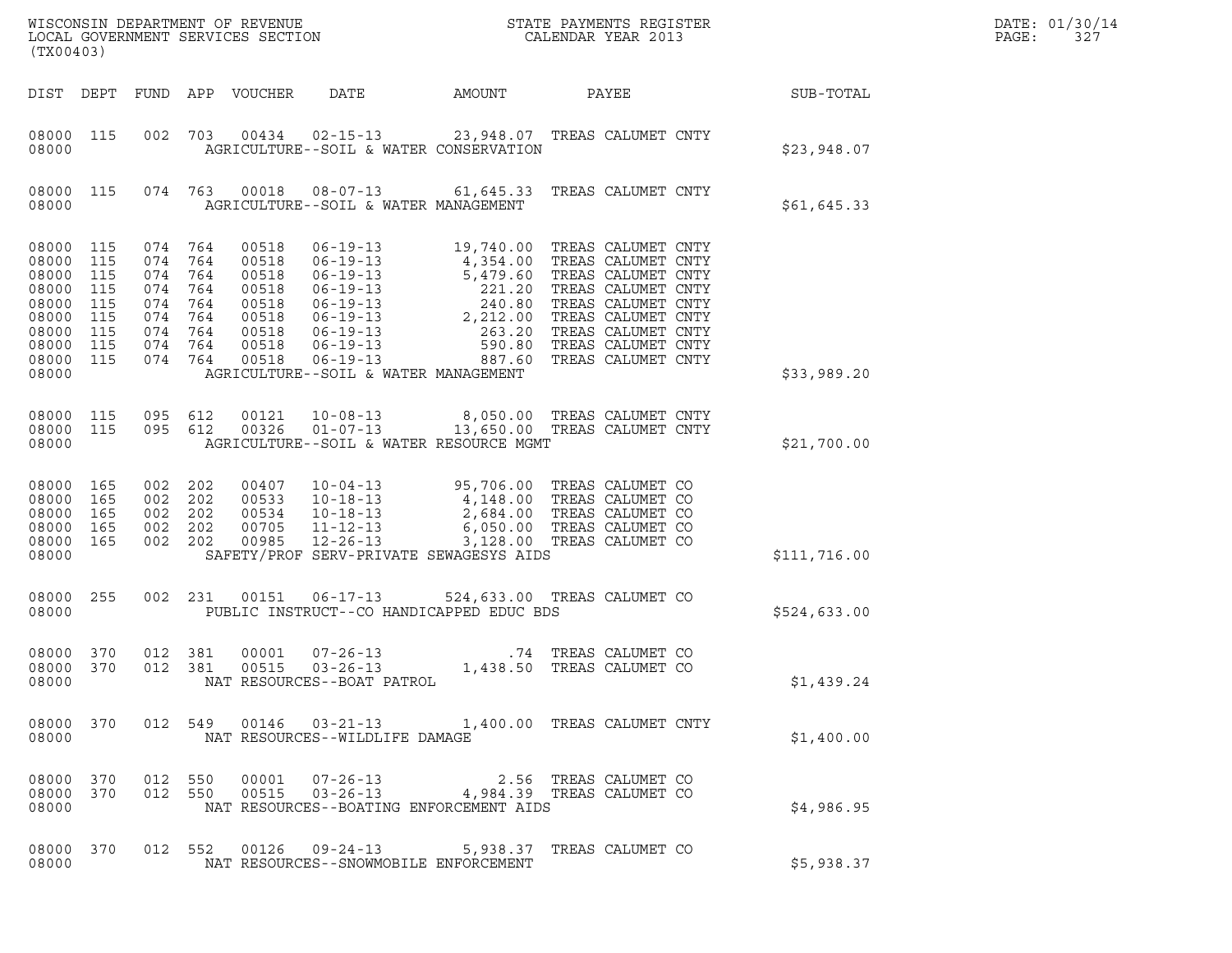WISCONSIN DEPARTMENT OF REVENUE
LOCAL GOVERNMENT SERVICES SECTION
(TX00403)

STATE PAYMENTS REGISTER
CALENDAR YEAR 2013

DATE: 01/30/14
PAGE: 327

| DIST | DEPT | FUND | APP | VOUCHER | DATE | AMOUNT | PAYEE | SUB-TOTAL |
|---|---|---|---|---|---|---|---|---|
| 08000 | 115 | 002 | 703 | 00434 | 02-15-13 | 23,948.07 | TREAS CALUMET CNTY | |
| 08000 | | | | | AGRICULTURE--SOIL & WATER CONSERVATION | | | $23,948.07 |
| 08000 | 115 | 074 | 763 | 00018 | 08-07-13 | 61,645.33 | TREAS CALUMET CNTY | |
| 08000 | | | | | AGRICULTURE--SOIL & WATER MANAGEMENT | | | $61,645.33 |
| 08000 | 115 | 074 | 764 | 00518 | 06-19-13 | 19,740.00 | TREAS CALUMET CNTY | |
| 08000 | 115 | 074 | 764 | 00518 | 06-19-13 | 4,354.00 | TREAS CALUMET CNTY | |
| 08000 | 115 | 074 | 764 | 00518 | 06-19-13 | 5,479.60 | TREAS CALUMET CNTY | |
| 08000 | 115 | 074 | 764 | 00518 | 06-19-13 | 221.20 | TREAS CALUMET CNTY | |
| 08000 | 115 | 074 | 764 | 00518 | 06-19-13 | 240.80 | TREAS CALUMET CNTY | |
| 08000 | 115 | 074 | 764 | 00518 | 06-19-13 | 2,212.00 | TREAS CALUMET CNTY | |
| 08000 | 115 | 074 | 764 | 00518 | 06-19-13 | 263.20 | TREAS CALUMET CNTY | |
| 08000 | 115 | 074 | 764 | 00518 | 06-19-13 | 590.80 | TREAS CALUMET CNTY | |
| 08000 | 115 | 074 | 764 | 00518 | 06-19-13 | 887.60 | TREAS CALUMET CNTY | |
| 08000 | | | | | AGRICULTURE--SOIL & WATER MANAGEMENT | | | $33,989.20 |
| 08000 | 115 | 095 | 612 | 00121 | 10-08-13 | 8,050.00 | TREAS CALUMET CNTY | |
| 08000 | 115 | 095 | 612 | 00326 | 01-07-13 | 13,650.00 | TREAS CALUMET CNTY | |
| 08000 | | | | | AGRICULTURE--SOIL & WATER RESOURCE MGMT | | | $21,700.00 |
| 08000 | 165 | 002 | 202 | 00407 | 10-04-13 | 95,706.00 | TREAS CALUMET CO | |
| 08000 | 165 | 002 | 202 | 00533 | 10-18-13 | 4,148.00 | TREAS CALUMET CO | |
| 08000 | 165 | 002 | 202 | 00534 | 10-18-13 | 2,684.00 | TREAS CALUMET CO | |
| 08000 | 165 | 002 | 202 | 00705 | 11-12-13 | 6,050.00 | TREAS CALUMET CO | |
| 08000 | 165 | 002 | 202 | 00985 | 12-26-13 | 3,128.00 | TREAS CALUMET CO | |
| 08000 | | | | | SAFETY/PROF SERV-PRIVATE SEWAGESYS AIDS | | | $111,716.00 |
| 08000 | 255 | 002 | 231 | 00151 | 06-17-13 | 524,633.00 | TREAS CALUMET CO | |
| 08000 | | | | | PUBLIC INSTRUCT--CO HANDICAPPED EDUC BDS | | | $524,633.00 |
| 08000 | 370 | 012 | 381 | 00001 | 07-26-13 | .74 | TREAS CALUMET CO | |
| 08000 | 370 | 012 | 381 | 00515 | 03-26-13 | 1,438.50 | TREAS CALUMET CO | |
| 08000 | | | | | NAT RESOURCES--BOAT PATROL | | | $1,439.24 |
| 08000 | 370 | 012 | 549 | 00146 | 03-21-13 | 1,400.00 | TREAS CALUMET CNTY | |
| 08000 | | | | | NAT RESOURCES--WILDLIFE DAMAGE | | | $1,400.00 |
| 08000 | 370 | 012 | 550 | 00001 | 07-26-13 | 2.56 | TREAS CALUMET CO | |
| 08000 | 370 | 012 | 550 | 00515 | 03-26-13 | 4,984.39 | TREAS CALUMET CO | |
| 08000 | | | | | NAT RESOURCES--BOATING ENFORCEMENT AIDS | | | $4,986.95 |
| 08000 | 370 | 012 | 552 | 00126 | 09-24-13 | 5,938.37 | TREAS CALUMET CO | |
| 08000 | | | | | NAT RESOURCES--SNOWMOBILE ENFORCEMENT | | | $5,938.37 |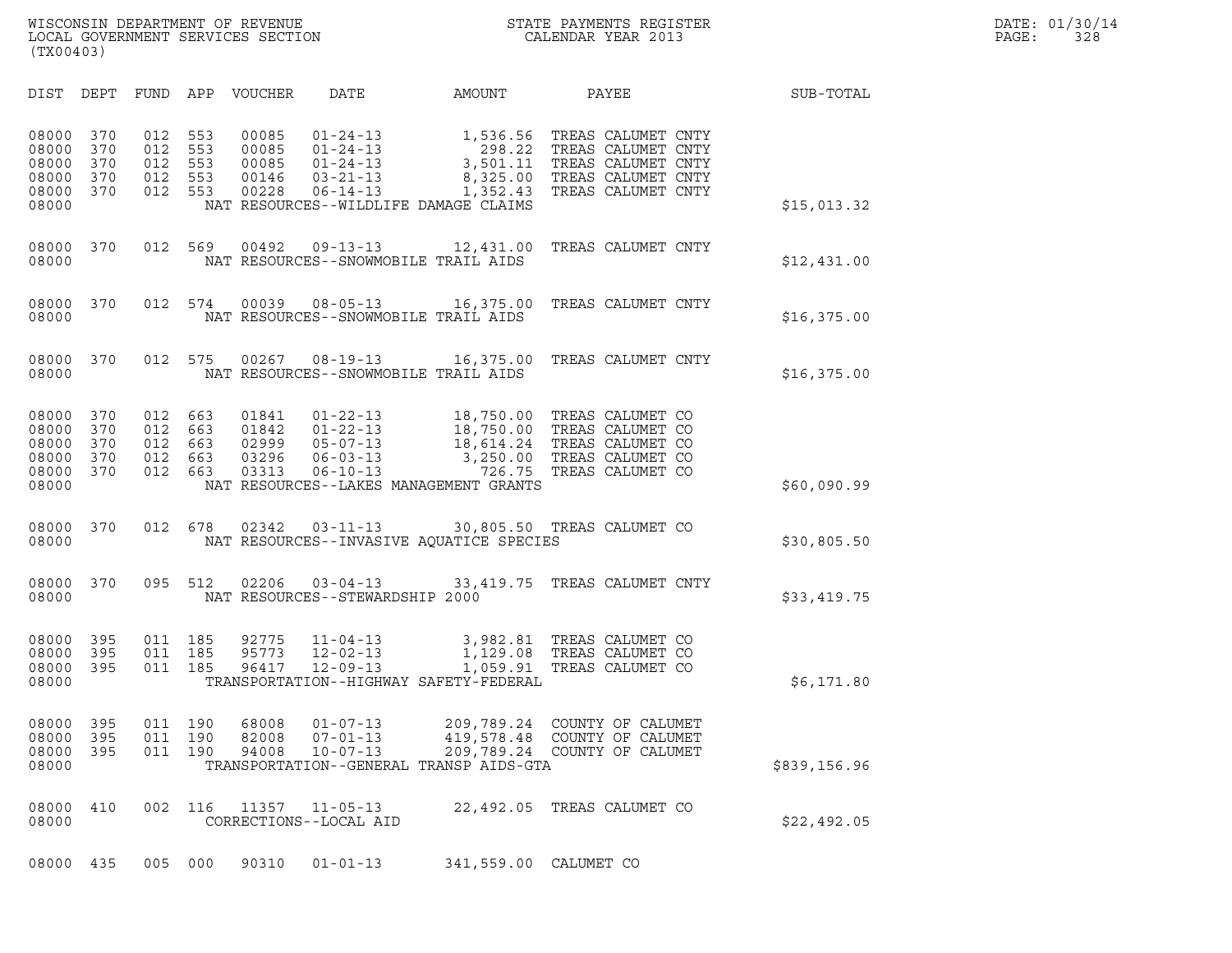WISCONSIN DEPARTMENT OF REVENUE
LOCAL GOVERNMENT SERVICES SECTION
(TX00403)

STATE PAYMENTS REGISTER
CALENDAR YEAR 2013

DATE: 01/30/14
PAGE: 328

| DIST | DEPT | FUND | APP | VOUCHER | DATE | AMOUNT | PAYEE | SUB-TOTAL |
|---|---|---|---|---|---|---|---|---|
| 08000 | 370 | 012 | 553 | 00085 | 01-24-13 | 1,536.56 | TREAS CALUMET CNTY | |
| 08000 | 370 | 012 | 553 | 00085 | 01-24-13 | 298.22 | TREAS CALUMET CNTY | |
| 08000 | 370 | 012 | 553 | 00085 | 01-24-13 | 3,501.11 | TREAS CALUMET CNTY | |
| 08000 | 370 | 012 | 553 | 00146 | 03-21-13 | 8,325.00 | TREAS CALUMET CNTY | |
| 08000 | 370 | 012 | 553 | 00228 | 06-14-13 | 1,352.43 | TREAS CALUMET CNTY | |
| 08000 | | | | NAT RESOURCES--WILDLIFE DAMAGE CLAIMS | | | | $15,013.32 |
| 08000 | 370 | 012 | 569 | 00492 | 09-13-13 | 12,431.00 | TREAS CALUMET CNTY | |
| 08000 | | | | NAT RESOURCES--SNOWMOBILE TRAIL AIDS | | | | $12,431.00 |
| 08000 | 370 | 012 | 574 | 00039 | 08-05-13 | 16,375.00 | TREAS CALUMET CNTY | |
| 08000 | | | | NAT RESOURCES--SNOWMOBILE TRAIL AIDS | | | | $16,375.00 |
| 08000 | 370 | 012 | 575 | 00267 | 08-19-13 | 16,375.00 | TREAS CALUMET CNTY | |
| 08000 | | | | NAT RESOURCES--SNOWMOBILE TRAIL AIDS | | | | $16,375.00 |
| 08000 | 370 | 012 | 663 | 01841 | 01-22-13 | 18,750.00 | TREAS CALUMET CO | |
| 08000 | 370 | 012 | 663 | 01842 | 01-22-13 | 18,750.00 | TREAS CALUMET CO | |
| 08000 | 370 | 012 | 663 | 02999 | 05-07-13 | 18,614.24 | TREAS CALUMET CO | |
| 08000 | 370 | 012 | 663 | 03296 | 06-03-13 | 3,250.00 | TREAS CALUMET CO | |
| 08000 | 370 | 012 | 663 | 03313 | 06-10-13 | 726.75 | TREAS CALUMET CO | |
| 08000 | | | | NAT RESOURCES--LAKES MANAGEMENT GRANTS | | | | $60,090.99 |
| 08000 | 370 | 012 | 678 | 02342 | 03-11-13 | 30,805.50 | TREAS CALUMET CO | |
| 08000 | | | | NAT RESOURCES--INVASIVE AQUATICE SPECIES | | | | $30,805.50 |
| 08000 | 370 | 095 | 512 | 02206 | 03-04-13 | 33,419.75 | TREAS CALUMET CNTY | |
| 08000 | | | | NAT RESOURCES--STEWARDSHIP 2000 | | | | $33,419.75 |
| 08000 | 395 | 011 | 185 | 92775 | 11-04-13 | 3,982.81 | TREAS CALUMET CO | |
| 08000 | 395 | 011 | 185 | 95773 | 12-02-13 | 1,129.08 | TREAS CALUMET CO | |
| 08000 | 395 | 011 | 185 | 96417 | 12-09-13 | 1,059.91 | TREAS CALUMET CO | |
| 08000 | | | | TRANSPORTATION--HIGHWAY SAFETY-FEDERAL | | | | $6,171.80 |
| 08000 | 395 | 011 | 190 | 68008 | 01-07-13 | 209,789.24 | COUNTY OF CALUMET | |
| 08000 | 395 | 011 | 190 | 82008 | 07-01-13 | 419,578.48 | COUNTY OF CALUMET | |
| 08000 | 395 | 011 | 190 | 94008 | 10-07-13 | 209,789.24 | COUNTY OF CALUMET | |
| 08000 | | | | TRANSPORTATION--GENERAL TRANSP AIDS-GTA | | | | $839,156.96 |
| 08000 | 410 | 002 | 116 | 11357 | 11-05-13 | 22,492.05 | TREAS CALUMET CO | |
| 08000 | | | | CORRECTIONS--LOCAL AID | | | | $22,492.05 |
| 08000 | 435 | 005 | 000 | 90310 | 01-01-13 | 341,559.00 | CALUMET CO | |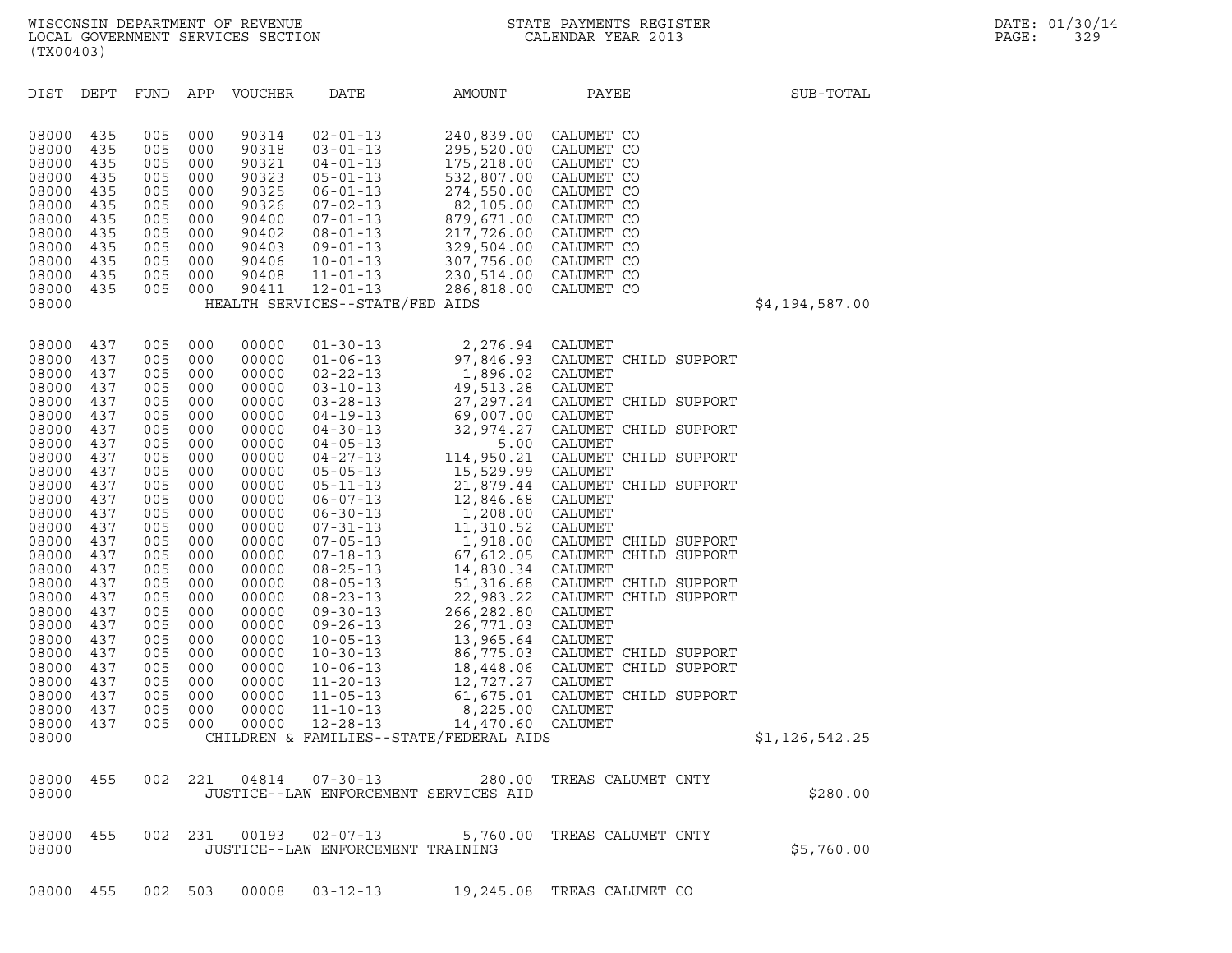WISCONSIN DEPARTMENT OF REVENUE
LOCAL GOVERNMENT SERVICES SECTION
(TX00403)

STATE PAYMENTS REGISTER
CALENDAR YEAR 2013

DATE: 01/30/14

| DIST | DEPT | FUND | APP | VOUCHER | DATE | AMOUNT | PAYEE | SUB-TOTAL |
|---|---|---|---|---|---|---|---|---|
| 08000 | 435 | 005 | 000 | 90314 | 02-01-13 | 240,839.00 | CALUMET CO | |
| 08000 | 435 | 005 | 000 | 90318 | 03-01-13 | 295,520.00 | CALUMET CO | |
| 08000 | 435 | 005 | 000 | 90321 | 04-01-13 | 175,218.00 | CALUMET CO | |
| 08000 | 435 | 005 | 000 | 90323 | 05-01-13 | 532,807.00 | CALUMET CO | |
| 08000 | 435 | 005 | 000 | 90325 | 06-01-13 | 274,550.00 | CALUMET CO | |
| 08000 | 435 | 005 | 000 | 90326 | 07-02-13 | 82,105.00 | CALUMET CO | |
| 08000 | 435 | 005 | 000 | 90400 | 07-01-13 | 879,671.00 | CALUMET CO | |
| 08000 | 435 | 005 | 000 | 90402 | 08-01-13 | 217,726.00 | CALUMET CO | |
| 08000 | 435 | 005 | 000 | 90403 | 09-01-13 | 329,504.00 | CALUMET CO | |
| 08000 | 435 | 005 | 000 | 90406 | 10-01-13 | 307,756.00 | CALUMET CO | |
| 08000 | 435 | 005 | 000 | 90408 | 11-01-13 | 230,514.00 | CALUMET CO | |
| 08000 | 435 | 005 | 000 | 90411 | 12-01-13 | 286,818.00 | CALUMET CO | |
| 08000 | | | | | HEALTH SERVICES--STATE/FED AIDS | | | $4,194,587.00 |
| 08000 | 437 | 005 | 000 | 00000 | 01-30-13 | 2,276.94 | CALUMET | |
| 08000 | 437 | 005 | 000 | 00000 | 01-06-13 | 97,846.93 | CALUMET CHILD SUPPORT | |
| 08000 | 437 | 005 | 000 | 00000 | 02-22-13 | 1,896.02 | CALUMET | |
| 08000 | 437 | 005 | 000 | 00000 | 03-10-13 | 49,513.28 | CALUMET | |
| 08000 | 437 | 005 | 000 | 00000 | 03-28-13 | 27,297.24 | CALUMET CHILD SUPPORT | |
| 08000 | 437 | 005 | 000 | 00000 | 04-19-13 | 69,007.00 | CALUMET | |
| 08000 | 437 | 005 | 000 | 00000 | 04-30-13 | 32,974.27 | CALUMET CHILD SUPPORT | |
| 08000 | 437 | 005 | 000 | 00000 | 04-05-13 | 5.00 | CALUMET | |
| 08000 | 437 | 005 | 000 | 00000 | 04-27-13 | 114,950.21 | CALUMET CHILD SUPPORT | |
| 08000 | 437 | 005 | 000 | 00000 | 05-05-13 | 15,529.99 | CALUMET | |
| 08000 | 437 | 005 | 000 | 00000 | 05-11-13 | 21,879.44 | CALUMET CHILD SUPPORT | |
| 08000 | 437 | 005 | 000 | 00000 | 06-07-13 | 12,846.68 | CALUMET | |
| 08000 | 437 | 005 | 000 | 00000 | 06-30-13 | 1,208.00 | CALUMET | |
| 08000 | 437 | 005 | 000 | 00000 | 07-31-13 | 11,310.52 | CALUMET | |
| 08000 | 437 | 005 | 000 | 00000 | 07-05-13 | 1,918.00 | CALUMET CHILD SUPPORT | |
| 08000 | 437 | 005 | 000 | 00000 | 07-18-13 | 67,612.05 | CALUMET CHILD SUPPORT | |
| 08000 | 437 | 005 | 000 | 00000 | 08-25-13 | 14,830.34 | CALUMET | |
| 08000 | 437 | 005 | 000 | 00000 | 08-05-13 | 51,316.68 | CALUMET CHILD SUPPORT | |
| 08000 | 437 | 005 | 000 | 00000 | 08-23-13 | 22,983.22 | CALUMET CHILD SUPPORT | |
| 08000 | 437 | 005 | 000 | 00000 | 09-30-13 | 266,282.80 | CALUMET | |
| 08000 | 437 | 005 | 000 | 00000 | 09-26-13 | 26,771.03 | CALUMET | |
| 08000 | 437 | 005 | 000 | 00000 | 10-05-13 | 13,965.64 | CALUMET | |
| 08000 | 437 | 005 | 000 | 00000 | 10-30-13 | 86,775.03 | CALUMET CHILD SUPPORT | |
| 08000 | 437 | 005 | 000 | 00000 | 10-06-13 | 18,448.06 | CALUMET CHILD SUPPORT | |
| 08000 | 437 | 005 | 000 | 00000 | 11-20-13 | 12,727.27 | CALUMET | |
| 08000 | 437 | 005 | 000 | 00000 | 11-05-13 | 61,675.01 | CALUMET CHILD SUPPORT | |
| 08000 | 437 | 005 | 000 | 00000 | 11-10-13 | 8,225.00 | CALUMET | |
| 08000 | 437 | 005 | 000 | 00000 | 12-28-13 | 14,470.60 | CALUMET | |
| 08000 | | | | | CHILDREN & FAMILIES--STATE/FEDERAL AIDS | | | $1,126,542.25 |
| 08000 | 455 | 002 | 221 | 04814 | 07-30-13 | 280.00 | TREAS CALUMET CNTY | |
| 08000 | | | | | JUSTICE--LAW ENFORCEMENT SERVICES AID | | | $280.00 |
| 08000 | 455 | 002 | 231 | 00193 | 02-07-13 | 5,760.00 | TREAS CALUMET CNTY | |
| 08000 | | | | | JUSTICE--LAW ENFORCEMENT TRAINING | | | $5,760.00 |
| 08000 | 455 | 002 | 503 | 00008 | 03-12-13 | 19,245.08 | TREAS CALUMET CO | |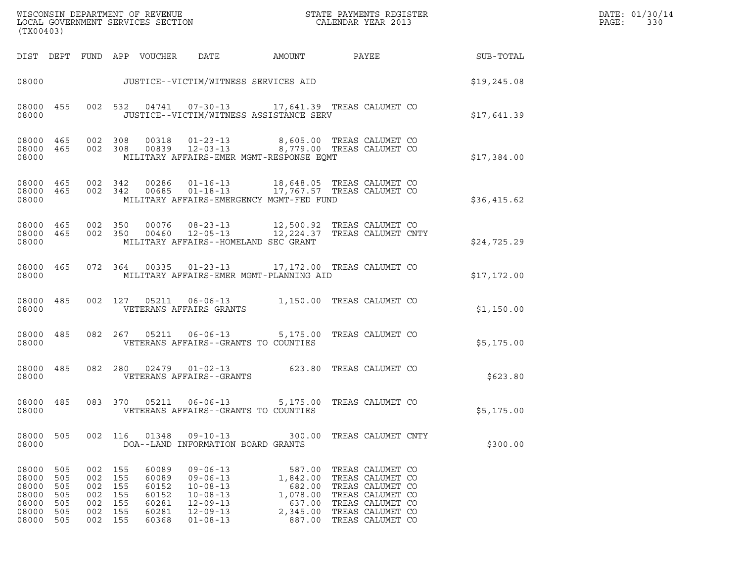WISCONSIN DEPARTMENT OF REVENUE
LOCAL GOVERNMENT SERVICES SECTION
(TX00403)

STATE PAYMENTS REGISTER
CALENDAR YEAR 2013

DATE: 01/30/14

| DIST | DEPT | FUND | APP | VOUCHER | DATE | AMOUNT | PAYEE | SUB-TOTAL |
|---|---|---|---|---|---|---|---|---|
| 08000 | | | | | JUSTICE--VICTIM/WITNESS SERVICES AID | | | $19,245.08 |
| 08000 | 455 | 002 | 532 | 04741 | 07-30-13 | 17,641.39 | TREAS CALUMET CO | |
| 08000 | | | | | JUSTICE--VICTIM/WITNESS ASSISTANCE SERV | | | $17,641.39 |
| 08000 | 465 | 002 | 308 | 00318 | 01-23-13 | 8,605.00 | TREAS CALUMET CO | |
| 08000 | 465 | 002 | 308 | 00839 | 12-03-13 | 8,779.00 | TREAS CALUMET CO | |
| 08000 | | | | | MILITARY AFFAIRS-EMER MGMT-RESPONSE EQMT | | | $17,384.00 |
| 08000 | 465 | 002 | 342 | 00286 | 01-16-13 | 18,648.05 | TREAS CALUMET CO | |
| 08000 | 465 | 002 | 342 | 00685 | 01-18-13 | 17,767.57 | TREAS CALUMET CO | |
| 08000 | | | | | MILITARY AFFAIRS-EMERGENCY MGMT-FED FUND | | | $36,415.62 |
| 08000 | 465 | 002 | 350 | 00076 | 08-23-13 | 12,500.92 | TREAS CALUMET CO | |
| 08000 | 465 | 002 | 350 | 00460 | 12-05-13 | 12,224.37 | TREAS CALUMET CNTY | |
| 08000 | | | | | MILITARY AFFAIRS--HOMELAND SEC GRANT | | | $24,725.29 |
| 08000 | 465 | 072 | 364 | 00335 | 01-23-13 | 17,172.00 | TREAS CALUMET CO | |
| 08000 | | | | | MILITARY AFFAIRS-EMER MGMT-PLANNING AID | | | $17,172.00 |
| 08000 | 485 | 002 | 127 | 05211 | 06-06-13 | 1,150.00 | TREAS CALUMET CO | |
| 08000 | | | | | VETERANS AFFAIRS GRANTS | | | $1,150.00 |
| 08000 | 485 | 082 | 267 | 05211 | 06-06-13 | 5,175.00 | TREAS CALUMET CO | |
| 08000 | | | | | VETERANS AFFAIRS--GRANTS TO COUNTIES | | | $5,175.00 |
| 08000 | 485 | 082 | 280 | 02479 | 01-02-13 | 623.80 | TREAS CALUMET CO | |
| 08000 | | | | | VETERANS AFFAIRS--GRANTS | | | $623.80 |
| 08000 | 485 | 083 | 370 | 05211 | 06-06-13 | 5,175.00 | TREAS CALUMET CO | |
| 08000 | | | | | VETERANS AFFAIRS--GRANTS TO COUNTIES | | | $5,175.00 |
| 08000 | 505 | 002 | 116 | 01348 | 09-10-13 | 300.00 | TREAS CALUMET CNTY | |
| 08000 | | | | | DOA--LAND INFORMATION BOARD GRANTS | | | $300.00 |
| 08000 | 505 | 002 | 155 | 60089 | 09-06-13 | 587.00 | TREAS CALUMET CO | |
| 08000 | 505 | 002 | 155 | 60089 | 09-06-13 | 1,842.00 | TREAS CALUMET CO | |
| 08000 | 505 | 002 | 155 | 60152 | 10-08-13 | 682.00 | TREAS CALUMET CO | |
| 08000 | 505 | 002 | 155 | 60152 | 10-08-13 | 1,078.00 | TREAS CALUMET CO | |
| 08000 | 505 | 002 | 155 | 60281 | 12-09-13 | 637.00 | TREAS CALUMET CO | |
| 08000 | 505 | 002 | 155 | 60281 | 12-09-13 | 2,345.00 | TREAS CALUMET CO | |
| 08000 | 505 | 002 | 155 | 60368 | 01-08-13 | 887.00 | TREAS CALUMET CO | |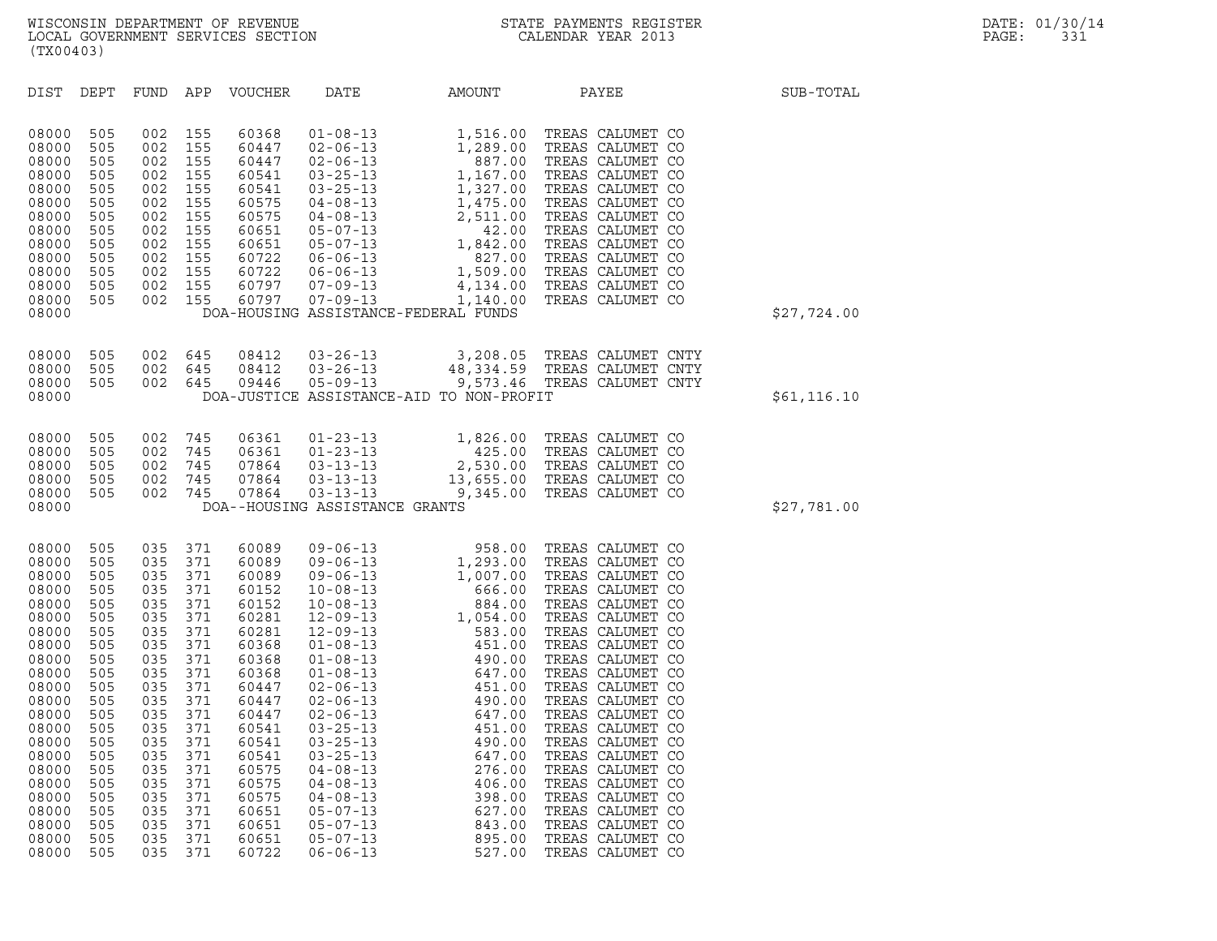WISCONSIN DEPARTMENT OF REVENUE
LOCAL GOVERNMENT SERVICES SECTION
(TX00403)

STATE PAYMENTS REGISTER
CALENDAR YEAR 2013

DATE: 01/30/14
PAGE: 331

| DIST | DEPT | FUND | APP | VOUCHER | DATE | AMOUNT | PAYEE | SUB-TOTAL |
|---|---|---|---|---|---|---|---|---|
| 08000 | 505 | 002 | 155 | 60368 | 01-08-13 | 1,516.00 | TREAS CALUMET CO | |
| 08000 | 505 | 002 | 155 | 60447 | 02-06-13 | 1,289.00 | TREAS CALUMET CO | |
| 08000 | 505 | 002 | 155 | 60447 | 02-06-13 | 887.00 | TREAS CALUMET CO | |
| 08000 | 505 | 002 | 155 | 60541 | 03-25-13 | 1,167.00 | TREAS CALUMET CO | |
| 08000 | 505 | 002 | 155 | 60541 | 03-25-13 | 1,327.00 | TREAS CALUMET CO | |
| 08000 | 505 | 002 | 155 | 60575 | 04-08-13 | 1,475.00 | TREAS CALUMET CO | |
| 08000 | 505 | 002 | 155 | 60575 | 04-08-13 | 2,511.00 | TREAS CALUMET CO | |
| 08000 | 505 | 002 | 155 | 60651 | 05-07-13 | 42.00 | TREAS CALUMET CO | |
| 08000 | 505 | 002 | 155 | 60651 | 05-07-13 | 1,842.00 | TREAS CALUMET CO | |
| 08000 | 505 | 002 | 155 | 60722 | 06-06-13 | 827.00 | TREAS CALUMET CO | |
| 08000 | 505 | 002 | 155 | 60722 | 06-06-13 | 1,509.00 | TREAS CALUMET CO | |
| 08000 | 505 | 002 | 155 | 60797 | 07-09-13 | 4,134.00 | TREAS CALUMET CO | |
| 08000 | 505 | 002 | 155 | 60797 | 07-09-13 | 1,140.00 | TREAS CALUMET CO | |
| 08000 | | | | DOA-HOUSING ASSISTANCE-FEDERAL FUNDS | | | | $27,724.00 |
| 08000 | 505 | 002 | 645 | 08412 | 03-26-13 | 3,208.05 | TREAS CALUMET CNTY | |
| 08000 | 505 | 002 | 645 | 08412 | 03-26-13 | 48,334.59 | TREAS CALUMET CNTY | |
| 08000 | 505 | 002 | 645 | 09446 | 05-09-13 | 9,573.46 | TREAS CALUMET CNTY | |
| 08000 | | | | DOA-JUSTICE ASSISTANCE-AID TO NON-PROFIT | | | | $61,116.10 |
| 08000 | 505 | 002 | 745 | 06361 | 01-23-13 | 1,826.00 | TREAS CALUMET CO | |
| 08000 | 505 | 002 | 745 | 06361 | 01-23-13 | 425.00 | TREAS CALUMET CO | |
| 08000 | 505 | 002 | 745 | 07864 | 03-13-13 | 2,530.00 | TREAS CALUMET CO | |
| 08000 | 505 | 002 | 745 | 07864 | 03-13-13 | 13,655.00 | TREAS CALUMET CO | |
| 08000 | 505 | 002 | 745 | 07864 | 03-13-13 | 9,345.00 | TREAS CALUMET CO | |
| 08000 | | | | DOA--HOUSING ASSISTANCE GRANTS | | | | $27,781.00 |
| 08000 | 505 | 035 | 371 | 60089 | 09-06-13 | 958.00 | TREAS CALUMET CO | |
| 08000 | 505 | 035 | 371 | 60089 | 09-06-13 | 1,293.00 | TREAS CALUMET CO | |
| 08000 | 505 | 035 | 371 | 60089 | 09-06-13 | 1,007.00 | TREAS CALUMET CO | |
| 08000 | 505 | 035 | 371 | 60152 | 10-08-13 | 666.00 | TREAS CALUMET CO | |
| 08000 | 505 | 035 | 371 | 60152 | 10-08-13 | 884.00 | TREAS CALUMET CO | |
| 08000 | 505 | 035 | 371 | 60281 | 12-09-13 | 1,054.00 | TREAS CALUMET CO | |
| 08000 | 505 | 035 | 371 | 60281 | 12-09-13 | 583.00 | TREAS CALUMET CO | |
| 08000 | 505 | 035 | 371 | 60368 | 01-08-13 | 451.00 | TREAS CALUMET CO | |
| 08000 | 505 | 035 | 371 | 60368 | 01-08-13 | 490.00 | TREAS CALUMET CO | |
| 08000 | 505 | 035 | 371 | 60368 | 01-08-13 | 647.00 | TREAS CALUMET CO | |
| 08000 | 505 | 035 | 371 | 60447 | 02-06-13 | 451.00 | TREAS CALUMET CO | |
| 08000 | 505 | 035 | 371 | 60447 | 02-06-13 | 490.00 | TREAS CALUMET CO | |
| 08000 | 505 | 035 | 371 | 60447 | 02-06-13 | 647.00 | TREAS CALUMET CO | |
| 08000 | 505 | 035 | 371 | 60541 | 03-25-13 | 451.00 | TREAS CALUMET CO | |
| 08000 | 505 | 035 | 371 | 60541 | 03-25-13 | 490.00 | TREAS CALUMET CO | |
| 08000 | 505 | 035 | 371 | 60541 | 03-25-13 | 647.00 | TREAS CALUMET CO | |
| 08000 | 505 | 035 | 371 | 60575 | 04-08-13 | 276.00 | TREAS CALUMET CO | |
| 08000 | 505 | 035 | 371 | 60575 | 04-08-13 | 406.00 | TREAS CALUMET CO | |
| 08000 | 505 | 035 | 371 | 60575 | 04-08-13 | 398.00 | TREAS CALUMET CO | |
| 08000 | 505 | 035 | 371 | 60651 | 05-07-13 | 627.00 | TREAS CALUMET CO | |
| 08000 | 505 | 035 | 371 | 60651 | 05-07-13 | 843.00 | TREAS CALUMET CO | |
| 08000 | 505 | 035 | 371 | 60651 | 05-07-13 | 895.00 | TREAS CALUMET CO | |
| 08000 | 505 | 035 | 371 | 60722 | 06-06-13 | 527.00 | TREAS CALUMET CO | |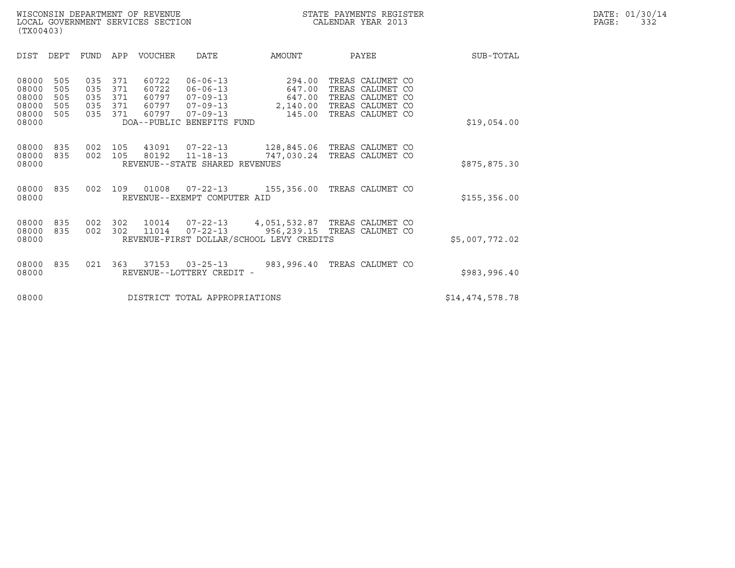WISCONSIN DEPARTMENT OF REVENUE
LOCAL GOVERNMENT SERVICES SECTION
(TX00403)

STATE PAYMENTS REGISTER
CALENDAR YEAR 2013

DATE: 01/30/14
PAGE: 332

| DIST | DEPT | FUND | APP | VOUCHER | DATE | AMOUNT | PAYEE | SUB-TOTAL |
|---|---|---|---|---|---|---|---|---|
| 08000 | 505 | 035 | 371 | 60722 | 06-06-13 | 294.00 | TREAS CALUMET CO | |
| 08000 | 505 | 035 | 371 | 60722 | 06-06-13 | 647.00 | TREAS CALUMET CO | |
| 08000 | 505 | 035 | 371 | 60797 | 07-09-13 | 647.00 | TREAS CALUMET CO | |
| 08000 | 505 | 035 | 371 | 60797 | 07-09-13 | 2,140.00 | TREAS CALUMET CO | |
| 08000 | 505 | 035 | 371 | 60797 | 07-09-13 | 145.00 | TREAS CALUMET CO | |
| 08000 | | | | DOA--PUBLIC BENEFITS FUND | | | | $19,054.00 |
| 08000 | 835 | 002 | 105 | 43091 | 07-22-13 | 128,845.06 | TREAS CALUMET CO | |
| 08000 | 835 | 002 | 105 | 80192 | 11-18-13 | 747,030.24 | TREAS CALUMET CO | |
| 08000 | | | | REVENUE--STATE SHARED REVENUES | | | | $875,875.30 |
| 08000 | 835 | 002 | 109 | 01008 | 07-22-13 | 155,356.00 | TREAS CALUMET CO | |
| 08000 | | | | REVENUE--EXEMPT COMPUTER AID | | | | $155,356.00 |
| 08000 | 835 | 002 | 302 | 10014 | 07-22-13 | 4,051,532.87 | TREAS CALUMET CO | |
| 08000 | 835 | 002 | 302 | 11014 | 07-22-13 | 956,239.15 | TREAS CALUMET CO | |
| 08000 | | | | REVENUE-FIRST DOLLAR/SCHOOL LEVY CREDITS | | | | $5,007,772.02 |
| 08000 | 835 | 021 | 363 | 37153 | 03-25-13 | 983,996.40 | TREAS CALUMET CO | |
| 08000 | | | | REVENUE--LOTTERY CREDIT - | | | | $983,996.40 |
| 08000 | | | | DISTRICT TOTAL APPROPRIATIONS | | | | $14,474,578.78 |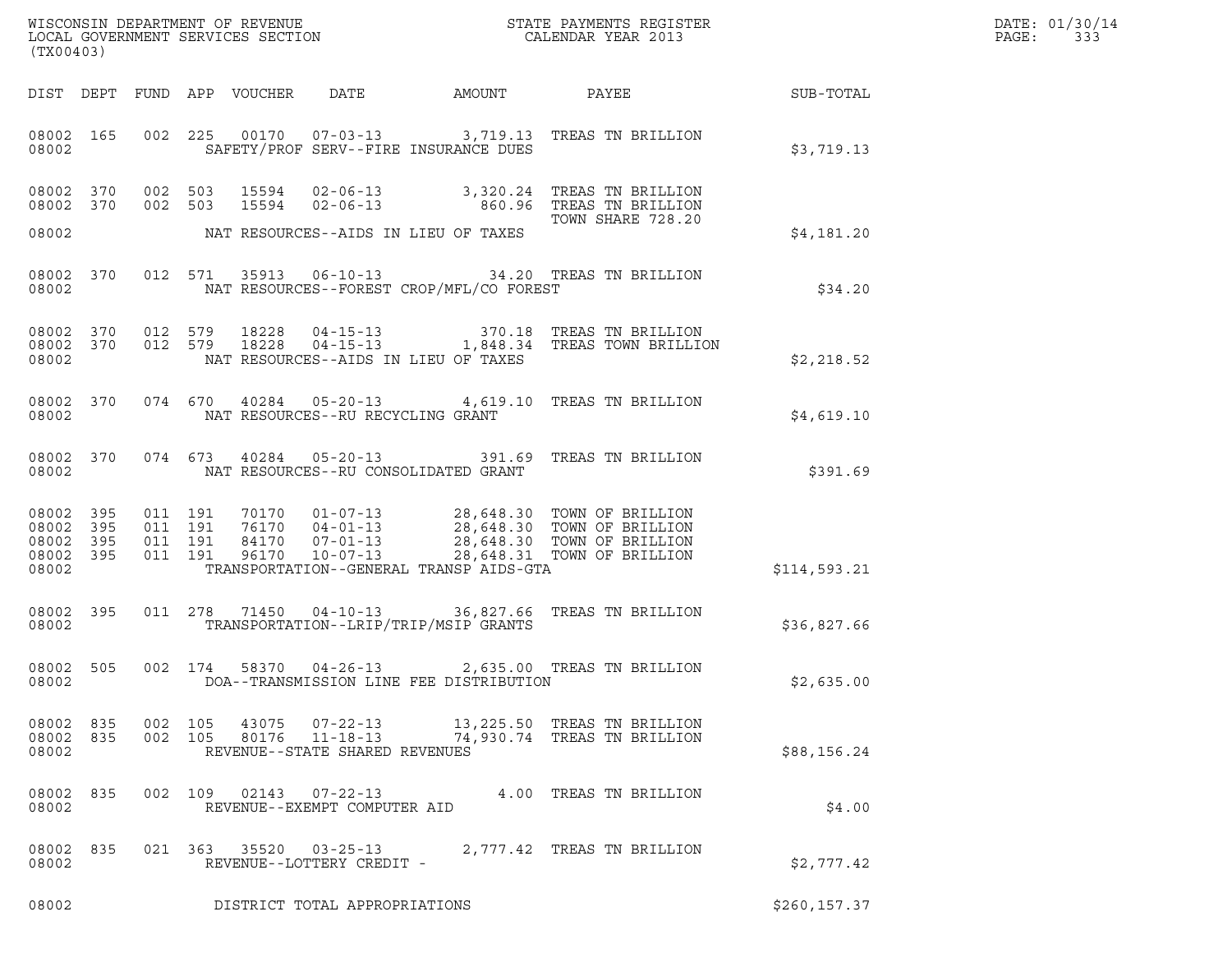WISCONSIN DEPARTMENT OF REVENUE
LOCAL GOVERNMENT SERVICES SECTION
(TX00403)

STATE PAYMENTS REGISTER
CALENDAR YEAR 2013

DATE: 01/30/14
PAGE: 333

| DIST | DEPT | FUND | APP | VOUCHER | DATE | AMOUNT | PAYEE | SUB-TOTAL |
|---|---|---|---|---|---|---|---|---|
| 08002 | 165 | 002 | 225 | 00170 | 07-03-13 | 3,719.13 | TREAS TN BRILLION | |
| 08002 | | | | | SAFETY/PROF SERV--FIRE INSURANCE DUES | | | $3,719.13 |
| 08002 | 370 | 002 | 503 | 15594 | 02-06-13 | 3,320.24 | TREAS TN BRILLION | |
| 08002 | 370 | 002 | 503 | 15594 | 02-06-13 | 860.96 | TREAS TN BRILLION | |
| | | | | | | | TOWN SHARE 728.20 | |
| 08002 | | | | | NAT RESOURCES--AIDS IN LIEU OF TAXES | | | $4,181.20 |
| 08002 | 370 | 012 | 571 | 35913 | 06-10-13 | 34.20 | TREAS TN BRILLION | |
| 08002 | | | | | NAT RESOURCES--FOREST CROP/MFL/CO FOREST | | | $34.20 |
| 08002 | 370 | 012 | 579 | 18228 | 04-15-13 | 370.18 | TREAS TN BRILLION | |
| 08002 | 370 | 012 | 579 | 18228 | 04-15-13 | 1,848.34 | TREAS TOWN BRILLION | |
| 08002 | | | | | NAT RESOURCES--AIDS IN LIEU OF TAXES | | | $2,218.52 |
| 08002 | 370 | 074 | 670 | 40284 | 05-20-13 | 4,619.10 | TREAS TN BRILLION | |
| 08002 | | | | | NAT RESOURCES--RU RECYCLING GRANT | | | $4,619.10 |
| 08002 | 370 | 074 | 673 | 40284 | 05-20-13 | 391.69 | TREAS TN BRILLION | |
| 08002 | | | | | NAT RESOURCES--RU CONSOLIDATED GRANT | | | $391.69 |
| 08002 | 395 | 011 | 191 | 70170 | 01-07-13 | 28,648.30 | TOWN OF BRILLION | |
| 08002 | 395 | 011 | 191 | 76170 | 04-01-13 | 28,648.30 | TOWN OF BRILLION | |
| 08002 | 395 | 011 | 191 | 84170 | 07-01-13 | 28,648.30 | TOWN OF BRILLION | |
| 08002 | 395 | 011 | 191 | 96170 | 10-07-13 | 28,648.31 | TOWN OF BRILLION | |
| 08002 | | | | | TRANSPORTATION--GENERAL TRANSP AIDS-GTA | | | $114,593.21 |
| 08002 | 395 | 011 | 278 | 71450 | 04-10-13 | 36,827.66 | TREAS TN BRILLION | |
| 08002 | | | | | TRANSPORTATION--LRIP/TRIP/MSIP GRANTS | | | $36,827.66 |
| 08002 | 505 | 002 | 174 | 58370 | 04-26-13 | 2,635.00 | TREAS TN BRILLION | |
| 08002 | | | | | DOA--TRANSMISSION LINE FEE DISTRIBUTION | | | $2,635.00 |
| 08002 | 835 | 002 | 105 | 43075 | 07-22-13 | 13,225.50 | TREAS TN BRILLION | |
| 08002 | 835 | 002 | 105 | 80176 | 11-18-13 | 74,930.74 | TREAS TN BRILLION | |
| 08002 | | | | | REVENUE--STATE SHARED REVENUES | | | $88,156.24 |
| 08002 | 835 | 002 | 109 | 02143 | 07-22-13 | 4.00 | TREAS TN BRILLION | |
| 08002 | | | | | REVENUE--EXEMPT COMPUTER AID | | | $4.00 |
| 08002 | 835 | 021 | 363 | 35520 | 03-25-13 | 2,777.42 | TREAS TN BRILLION | |
| 08002 | | | | | REVENUE--LOTTERY CREDIT - | | | $2,777.42 |
| 08002 | | | | | DISTRICT TOTAL APPROPRIATIONS | | | $260,157.37 |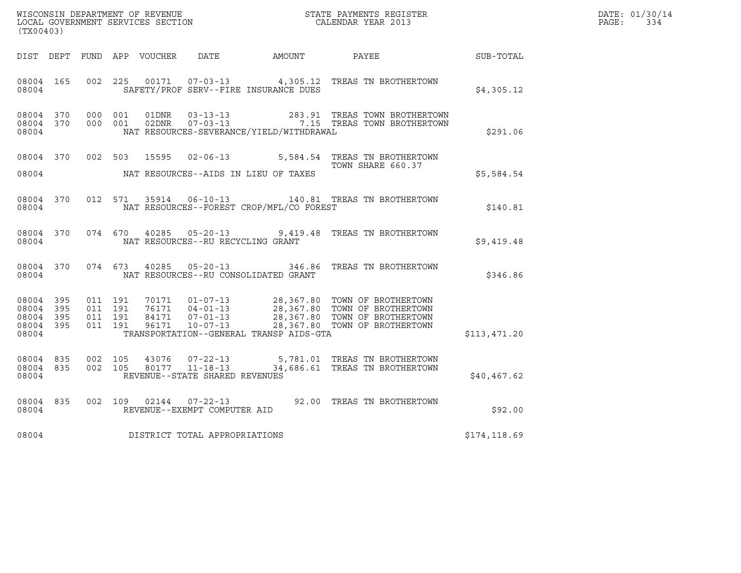WISCONSIN DEPARTMENT OF REVENUE
LOCAL GOVERNMENT SERVICES SECTION
(TX00403)

STATE PAYMENTS REGISTER
CALENDAR YEAR 2013

DATE: 01/30/14

| DIST | DEPT | FUND | APP | VOUCHER | DATE | AMOUNT | PAYEE | SUB-TOTAL |
|---|---|---|---|---|---|---|---|---|
| 08004 | 165 | 002 | 225 | 00171 | 07-03-13 | 4,305.12 | TREAS TN BROTHERTOWN | |
| 08004 | | | | | SAFETY/PROF SERV--FIRE INSURANCE DUES | | | $4,305.12 |
| 08004 | 370 | 000 | 001 | 01DNR | 03-13-13 | 283.91 | TREAS TOWN BROTHERTOWN | |
| 08004 | 370 | 000 | 001 | 02DNR | 07-03-13 | 7.15 | TREAS TOWN BROTHERTOWN | |
| 08004 | | | | | NAT RESOURCES-SEVERANCE/YIELD/WITHDRAWAL | | | $291.06 |
| 08004 | 370 | 002 | 503 | 15595 | 02-06-13 | 5,584.54 | TREAS TN BROTHERTOWN TOWN SHARE 660.37 | |
| 08004 | | | | | NAT RESOURCES--AIDS IN LIEU OF TAXES | | | $5,584.54 |
| 08004 | 370 | 012 | 571 | 35914 | 06-10-13 | 140.81 | TREAS TN BROTHERTOWN | |
| 08004 | | | | | NAT RESOURCES--FOREST CROP/MFL/CO FOREST | | | $140.81 |
| 08004 | 370 | 074 | 670 | 40285 | 05-20-13 | 9,419.48 | TREAS TN BROTHERTOWN | |
| 08004 | | | | | NAT RESOURCES--RU RECYCLING GRANT | | | $9,419.48 |
| 08004 | 370 | 074 | 673 | 40285 | 05-20-13 | 346.86 | TREAS TN BROTHERTOWN | |
| 08004 | | | | | NAT RESOURCES--RU CONSOLIDATED GRANT | | | $346.86 |
| 08004 | 395 | 011 | 191 | 70171 | 01-07-13 | 28,367.80 | TOWN OF BROTHERTOWN | |
| 08004 | 395 | 011 | 191 | 76171 | 04-01-13 | 28,367.80 | TOWN OF BROTHERTOWN | |
| 08004 | 395 | 011 | 191 | 84171 | 07-01-13 | 28,367.80 | TOWN OF BROTHERTOWN | |
| 08004 | 395 | 011 | 191 | 96171 | 10-07-13 | 28,367.80 | TOWN OF BROTHERTOWN | |
| 08004 | | | | | TRANSPORTATION--GENERAL TRANSP AIDS-GTA | | | $113,471.20 |
| 08004 | 835 | 002 | 105 | 43076 | 07-22-13 | 5,781.01 | TREAS TN BROTHERTOWN | |
| 08004 | 835 | 002 | 105 | 80177 | 11-18-13 | 34,686.61 | TREAS TN BROTHERTOWN | |
| 08004 | | | | | REVENUE--STATE SHARED REVENUES | | | $40,467.62 |
| 08004 | 835 | 002 | 109 | 02144 | 07-22-13 | 92.00 | TREAS TN BROTHERTOWN | |
| 08004 | | | | | REVENUE--EXEMPT COMPUTER AID | | | $92.00 |
| 08004 | | | | | DISTRICT TOTAL APPROPRIATIONS | | | $174,118.69 |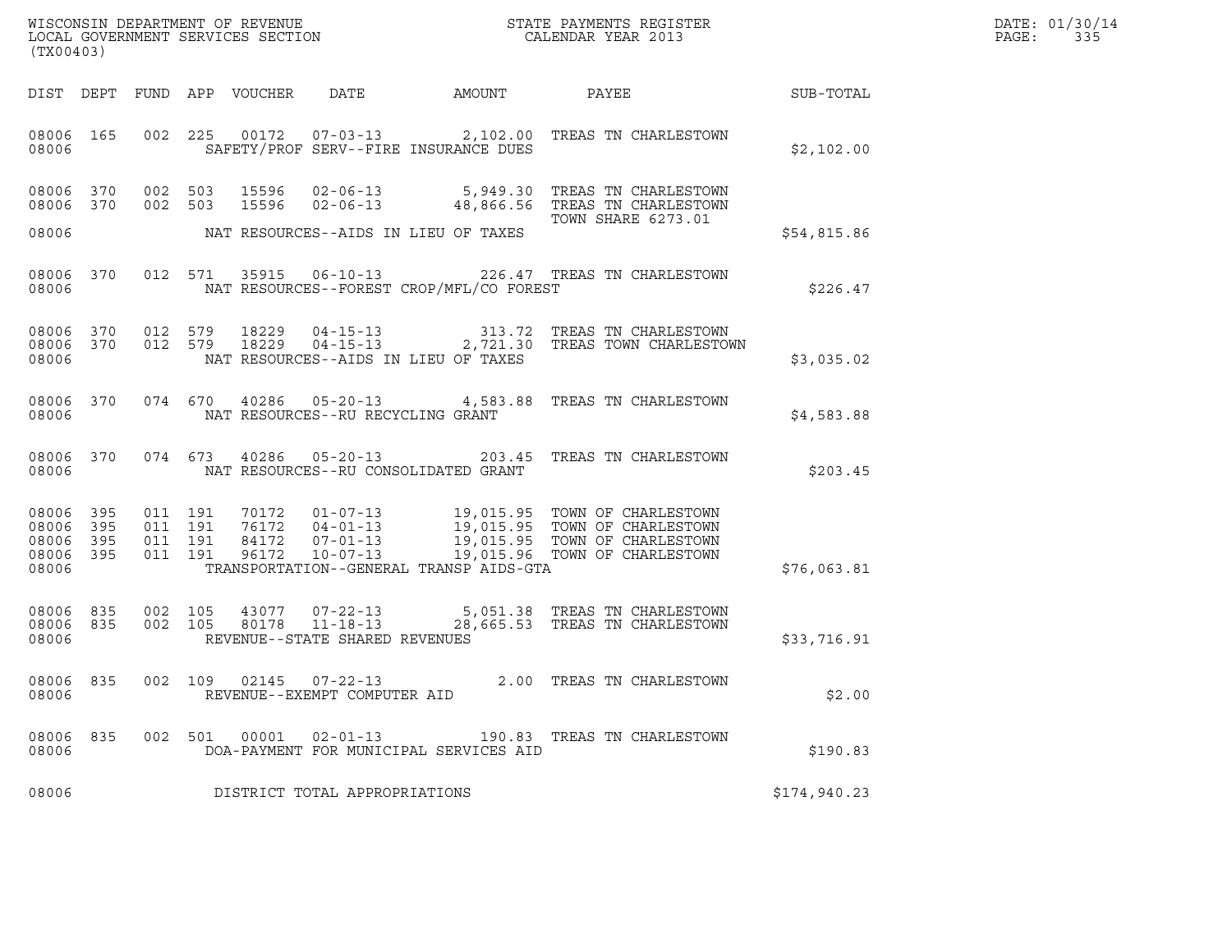WISCONSIN DEPARTMENT OF REVENUE
LOCAL GOVERNMENT SERVICES SECTION
(TX00403)

STATE PAYMENTS REGISTER
CALENDAR YEAR 2013

DATE: 01/30/14
PAGE: 335

| DIST | DEPT | FUND | APP | VOUCHER | DATE | AMOUNT | PAYEE | SUB-TOTAL |
|---|---|---|---|---|---|---|---|---|
| 08006 | 165 | 002 | 225 | 00172 | 07-03-13 | 2,102.00 | TREAS TN CHARLESTOWN | |
| 08006 | | | | | SAFETY/PROF SERV--FIRE INSURANCE DUES | | | $2,102.00 |
| 08006 | 370 | 002 | 503 | 15596 | 02-06-13 | 5,949.30 | TREAS TN CHARLESTOWN | |
| 08006 | 370 | 002 | 503 | 15596 | 02-06-13 | 48,866.56 | TREAS TN CHARLESTOWN TOWN SHARE 6273.01 | |
| 08006 | | | | | NAT RESOURCES--AIDS IN LIEU OF TAXES | | | $54,815.86 |
| 08006 | 370 | 012 | 571 | 35915 | 06-10-13 | 226.47 | TREAS TN CHARLESTOWN | |
| 08006 | | | | | NAT RESOURCES--FOREST CROP/MFL/CO FOREST | | | $226.47 |
| 08006 | 370 | 012 | 579 | 18229 | 04-15-13 | 313.72 | TREAS TN CHARLESTOWN | |
| 08006 | 370 | 012 | 579 | 18229 | 04-15-13 | 2,721.30 | TREAS TOWN CHARLESTOWN | |
| 08006 | | | | | NAT RESOURCES--AIDS IN LIEU OF TAXES | | | $3,035.02 |
| 08006 | 370 | 074 | 670 | 40286 | 05-20-13 | 4,583.88 | TREAS TN CHARLESTOWN | |
| 08006 | | | | | NAT RESOURCES--RU RECYCLING GRANT | | | $4,583.88 |
| 08006 | 370 | 074 | 673 | 40286 | 05-20-13 | 203.45 | TREAS TN CHARLESTOWN | |
| 08006 | | | | | NAT RESOURCES--RU CONSOLIDATED GRANT | | | $203.45 |
| 08006 | 395 | 011 | 191 | 70172 | 01-07-13 | 19,015.95 | TOWN OF CHARLESTOWN | |
| 08006 | 395 | 011 | 191 | 76172 | 04-01-13 | 19,015.95 | TOWN OF CHARLESTOWN | |
| 08006 | 395 | 011 | 191 | 84172 | 07-01-13 | 19,015.95 | TOWN OF CHARLESTOWN | |
| 08006 | 395 | 011 | 191 | 96172 | 10-07-13 | 19,015.96 | TOWN OF CHARLESTOWN | |
| 08006 | | | | | TRANSPORTATION--GENERAL TRANSP AIDS-GTA | | | $76,063.81 |
| 08006 | 835 | 002 | 105 | 43077 | 07-22-13 | 5,051.38 | TREAS TN CHARLESTOWN | |
| 08006 | 835 | 002 | 105 | 80178 | 11-18-13 | 28,665.53 | TREAS TN CHARLESTOWN | |
| 08006 | | | | | REVENUE--STATE SHARED REVENUES | | | $33,716.91 |
| 08006 | 835 | 002 | 109 | 02145 | 07-22-13 | 2.00 | TREAS TN CHARLESTOWN | |
| 08006 | | | | | REVENUE--EXEMPT COMPUTER AID | | | $2.00 |
| 08006 | 835 | 002 | 501 | 00001 | 02-01-13 | 190.83 | TREAS TN CHARLESTOWN | |
| 08006 | | | | | DOA-PAYMENT FOR MUNICIPAL SERVICES AID | | | $190.83 |
| 08006 | | | | | DISTRICT TOTAL APPROPRIATIONS | | | $174,940.23 |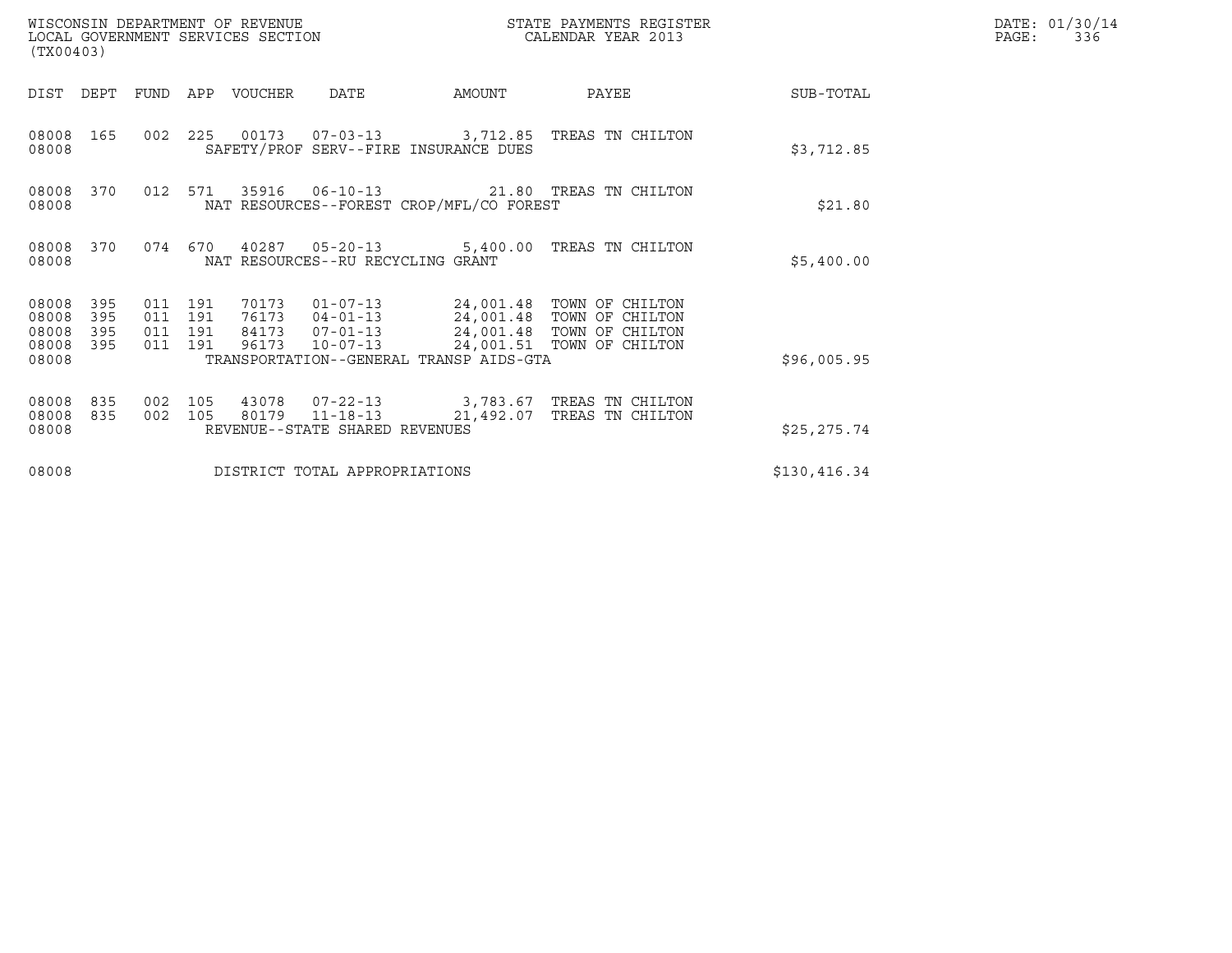WISCONSIN DEPARTMENT OF REVENUE
LOCAL GOVERNMENT SERVICES SECTION
(TX00403)

STATE PAYMENTS REGISTER
CALENDAR YEAR 2013

DATE: 01/30/14
PAGE: 336

| DIST | DEPT | FUND | APP | VOUCHER | DATE | AMOUNT | PAYEE | SUB-TOTAL |
|---|---|---|---|---|---|---|---|---|
| 08008 | 165 | 002 | 225 | 00173 | 07-03-13 | 3,712.85 | TREAS TN CHILTON | |
| 08008 | | | | | SAFETY/PROF SERV--FIRE INSURANCE DUES | | | $3,712.85 |
| 08008 | 370 | 012 | 571 | 35916 | 06-10-13 | 21.80 | TREAS TN CHILTON | |
| 08008 | | | | | NAT RESOURCES--FOREST CROP/MFL/CO FOREST | | | $21.80 |
| 08008 | 370 | 074 | 670 | 40287 | 05-20-13 | 5,400.00 | TREAS TN CHILTON | |
| 08008 | | | | | NAT RESOURCES--RU RECYCLING GRANT | | | $5,400.00 |
| 08008 | 395 | 011 | 191 | 70173 | 01-07-13 | 24,001.48 | TOWN OF CHILTON | |
| 08008 | 395 | 011 | 191 | 76173 | 04-01-13 | 24,001.48 | TOWN OF CHILTON | |
| 08008 | 395 | 011 | 191 | 84173 | 07-01-13 | 24,001.48 | TOWN OF CHILTON | |
| 08008 | 395 | 011 | 191 | 96173 | 10-07-13 | 24,001.51 | TOWN OF CHILTON | |
| 08008 | | | | | TRANSPORTATION--GENERAL TRANSP AIDS-GTA | | | $96,005.95 |
| 08008 | 835 | 002 | 105 | 43078 | 07-22-13 | 3,783.67 | TREAS TN CHILTON | |
| 08008 | 835 | 002 | 105 | 80179 | 11-18-13 | 21,492.07 | TREAS TN CHILTON | |
| 08008 | | | | | REVENUE--STATE SHARED REVENUES | | | $25,275.74 |
| 08008 | | | | | DISTRICT TOTAL APPROPRIATIONS | | | $130,416.34 |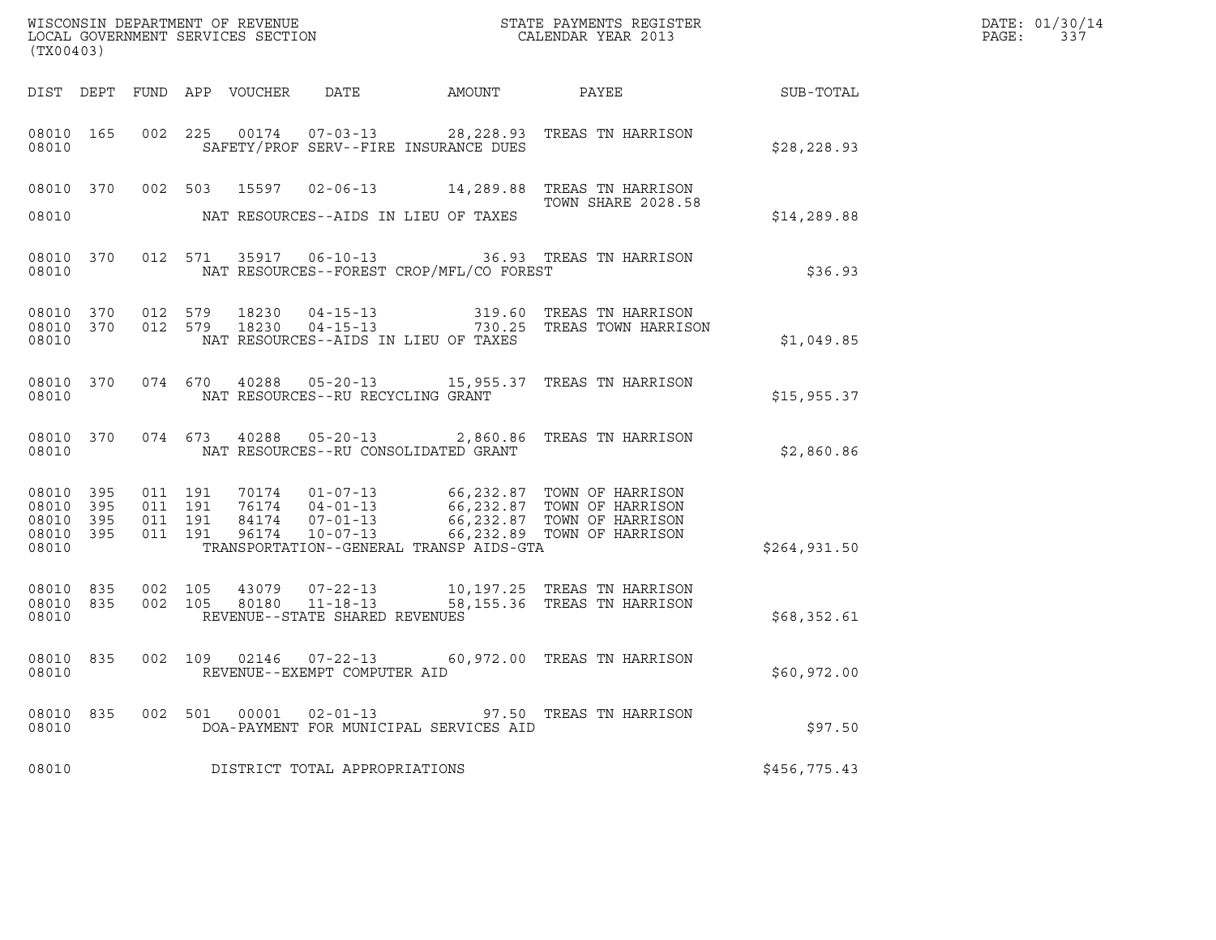WISCONSIN DEPARTMENT OF REVENUE
LOCAL GOVERNMENT SERVICES SECTION
(TX00403)

STATE PAYMENTS REGISTER
CALENDAR YEAR 2013

DATE: 01/30/14
PAGE: 337

| DIST | DEPT | FUND | APP | VOUCHER | DATE | AMOUNT | PAYEE | SUB-TOTAL |
|---|---|---|---|---|---|---|---|---|
| 08010 | 165 | 002 | 225 | 00174 | 07-03-13 | 28,228.93 | TREAS TN HARRISON | |
| 08010 | | | | | SAFETY/PROF SERV--FIRE INSURANCE DUES | | | $28,228.93 |
| 08010 | 370 | 002 | 503 | 15597 | 02-06-13 | 14,289.88 | TREAS TN HARRISON TOWN SHARE 2028.58 | |
| 08010 | | | | | NAT RESOURCES--AIDS IN LIEU OF TAXES | | | $14,289.88 |
| 08010 | 370 | 012 | 571 | 35917 | 06-10-13 | 36.93 | TREAS TN HARRISON | |
| 08010 | | | | | NAT RESOURCES--FOREST CROP/MFL/CO FOREST | | | $36.93 |
| 08010 | 370 | 012 | 579 | 18230 | 04-15-13 | 319.60 | TREAS TN HARRISON | |
| 08010 | 370 | 012 | 579 | 18230 | 04-15-13 | 730.25 | TREAS TOWN HARRISON | |
| 08010 | | | | | NAT RESOURCES--AIDS IN LIEU OF TAXES | | | $1,049.85 |
| 08010 | 370 | 074 | 670 | 40288 | 05-20-13 | 15,955.37 | TREAS TN HARRISON | |
| 08010 | | | | | NAT RESOURCES--RU RECYCLING GRANT | | | $15,955.37 |
| 08010 | 370 | 074 | 673 | 40288 | 05-20-13 | 2,860.86 | TREAS TN HARRISON | |
| 08010 | | | | | NAT RESOURCES--RU CONSOLIDATED GRANT | | | $2,860.86 |
| 08010 | 395 | 011 | 191 | 70174 | 01-07-13 | 66,232.87 | TOWN OF HARRISON | |
| 08010 | 395 | 011 | 191 | 76174 | 04-01-13 | 66,232.87 | TOWN OF HARRISON | |
| 08010 | 395 | 011 | 191 | 84174 | 07-01-13 | 66,232.87 | TOWN OF HARRISON | |
| 08010 | 395 | 011 | 191 | 96174 | 10-07-13 | 66,232.89 | TOWN OF HARRISON | |
| 08010 | | | | | TRANSPORTATION--GENERAL TRANSP AIDS-GTA | | | $264,931.50 |
| 08010 | 835 | 002 | 105 | 43079 | 07-22-13 | 10,197.25 | TREAS TN HARRISON | |
| 08010 | 835 | 002 | 105 | 80180 | 11-18-13 | 58,155.36 | TREAS TN HARRISON | |
| 08010 | | | | | REVENUE--STATE SHARED REVENUES | | | $68,352.61 |
| 08010 | 835 | 002 | 109 | 02146 | 07-22-13 | 60,972.00 | TREAS TN HARRISON | |
| 08010 | | | | | REVENUE--EXEMPT COMPUTER AID | | | $60,972.00 |
| 08010 | 835 | 002 | 501 | 00001 | 02-01-13 | 97.50 | TREAS TN HARRISON | |
| 08010 | | | | | DOA-PAYMENT FOR MUNICIPAL SERVICES AID | | | $97.50 |
| 08010 | | | | | DISTRICT TOTAL APPROPRIATIONS | | | $456,775.43 |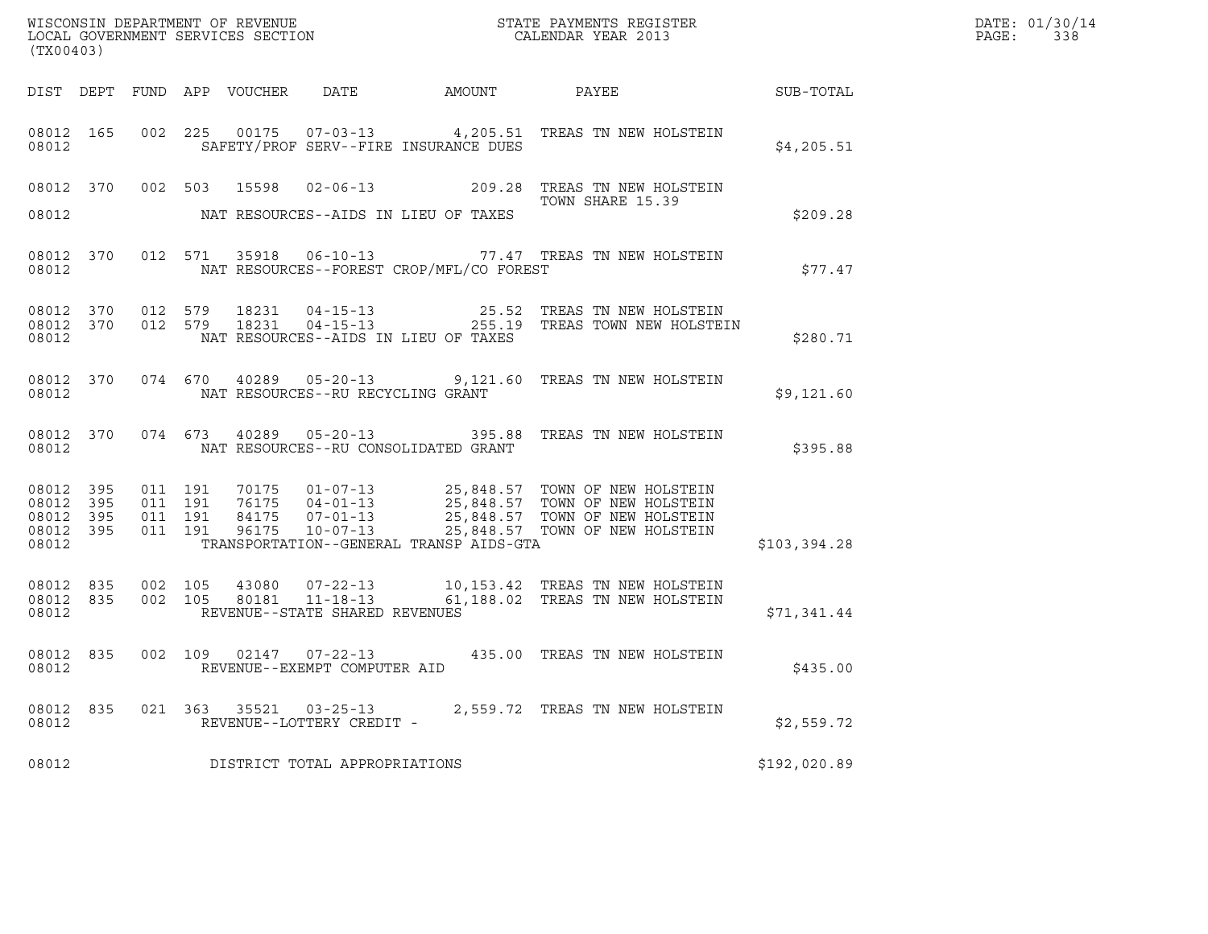WISCONSIN DEPARTMENT OF REVENUE
LOCAL GOVERNMENT SERVICES SECTION
(TX00403)

STATE PAYMENTS REGISTER
CALENDAR YEAR 2013

DATE: 01/30/14
PAGE: 338

| DIST | DEPT | FUND | APP | VOUCHER | DATE | AMOUNT | PAYEE | SUB-TOTAL |
|---|---|---|---|---|---|---|---|---|
| 08012 | 165 | 002 | 225 | 00175 | 07-03-13 | 4,205.51 | TREAS TN NEW HOLSTEIN | |
| 08012 | | | | | SAFETY/PROF SERV--FIRE INSURANCE DUES | | | $4,205.51 |
| 08012 | 370 | 002 | 503 | 15598 | 02-06-13 | 209.28 | TREAS TN NEW HOLSTEIN TOWN SHARE 15.39 | |
| 08012 | | | | | NAT RESOURCES--AIDS IN LIEU OF TAXES | | | $209.28 |
| 08012 | 370 | 012 | 571 | 35918 | 06-10-13 | 77.47 | TREAS TN NEW HOLSTEIN | |
| 08012 | | | | | NAT RESOURCES--FOREST CROP/MFL/CO FOREST | | | $77.47 |
| 08012 | 370 | 012 | 579 | 18231 | 04-15-13 | 25.52 | TREAS TN NEW HOLSTEIN | |
| 08012 | 370 | 012 | 579 | 18231 | 04-15-13 | 255.19 | TREAS TOWN NEW HOLSTEIN | |
| 08012 | | | | | NAT RESOURCES--AIDS IN LIEU OF TAXES | | | $280.71 |
| 08012 | 370 | 074 | 670 | 40289 | 05-20-13 | 9,121.60 | TREAS TN NEW HOLSTEIN | |
| 08012 | | | | | NAT RESOURCES--RU RECYCLING GRANT | | | $9,121.60 |
| 08012 | 370 | 074 | 673 | 40289 | 05-20-13 | 395.88 | TREAS TN NEW HOLSTEIN | |
| 08012 | | | | | NAT RESOURCES--RU CONSOLIDATED GRANT | | | $395.88 |
| 08012 | 395 | 011 | 191 | 70175 | 01-07-13 | 25,848.57 | TOWN OF NEW HOLSTEIN | |
| 08012 | 395 | 011 | 191 | 76175 | 04-01-13 | 25,848.57 | TOWN OF NEW HOLSTEIN | |
| 08012 | 395 | 011 | 191 | 84175 | 07-01-13 | 25,848.57 | TOWN OF NEW HOLSTEIN | |
| 08012 | 395 | 011 | 191 | 96175 | 10-07-13 | 25,848.57 | TOWN OF NEW HOLSTEIN | |
| 08012 | | | | | TRANSPORTATION--GENERAL TRANSP AIDS-GTA | | | $103,394.28 |
| 08012 | 835 | 002 | 105 | 43080 | 07-22-13 | 10,153.42 | TREAS TN NEW HOLSTEIN | |
| 08012 | 835 | 002 | 105 | 80181 | 11-18-13 | 61,188.02 | TREAS TN NEW HOLSTEIN | |
| 08012 | | | | | REVENUE--STATE SHARED REVENUES | | | $71,341.44 |
| 08012 | 835 | 002 | 109 | 02147 | 07-22-13 | 435.00 | TREAS TN NEW HOLSTEIN | |
| 08012 | | | | | REVENUE--EXEMPT COMPUTER AID | | | $435.00 |
| 08012 | 835 | 021 | 363 | 35521 | 03-25-13 | 2,559.72 | TREAS TN NEW HOLSTEIN | |
| 08012 | | | | | REVENUE--LOTTERY CREDIT - | | | $2,559.72 |
| 08012 | | | | | DISTRICT TOTAL APPROPRIATIONS | | | $192,020.89 |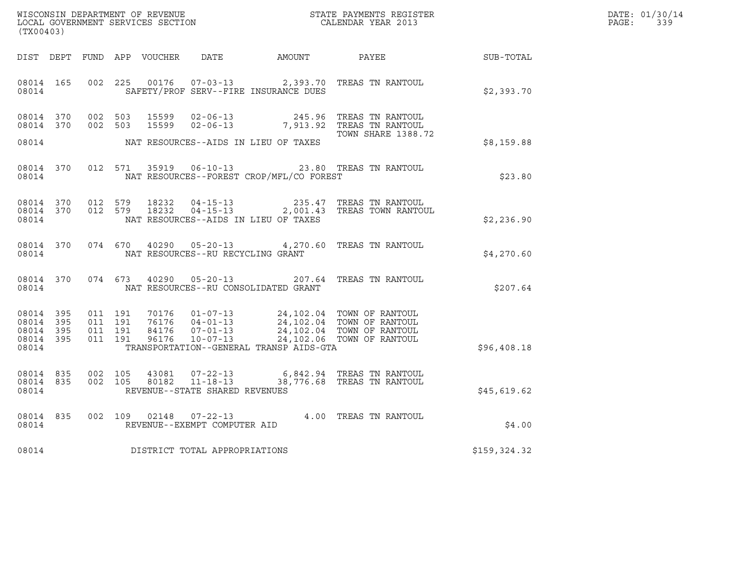WISCONSIN DEPARTMENT OF REVENUE
LOCAL GOVERNMENT SERVICES SECTION
(TX00403)

STATE PAYMENTS REGISTER
CALENDAR YEAR 2013

DATE: 01/30/14
PAGE: 339

| DIST | DEPT | FUND | APP | VOUCHER | DATE | AMOUNT | PAYEE | SUB-TOTAL |
|---|---|---|---|---|---|---|---|---|
| 08014 | 165 | 002 | 225 | 00176 | 07-03-13 | 2,393.70 | TREAS TN RANTOUL | |
| 08014 | | | | SAFETY/PROF SERV--FIRE INSURANCE DUES | | | | $2,393.70 |
| 08014 | 370 | 002 | 503 | 15599 | 02-06-13 | 245.96 | TREAS TN RANTOUL | |
| 08014 | 370 | 002 | 503 | 15599 | 02-06-13 | 7,913.92 | TREAS TN RANTOUL TOWN SHARE 1388.72 | |
| 08014 | | | | NAT RESOURCES--AIDS IN LIEU OF TAXES | | | | $8,159.88 |
| 08014 | 370 | 012 | 571 | 35919 | 06-10-13 | 23.80 | TREAS TN RANTOUL | |
| 08014 | | | | NAT RESOURCES--FOREST CROP/MFL/CO FOREST | | | | $23.80 |
| 08014 | 370 | 012 | 579 | 18232 | 04-15-13 | 235.47 | TREAS TN RANTOUL | |
| 08014 | 370 | 012 | 579 | 18232 | 04-15-13 | 2,001.43 | TREAS TOWN RANTOUL | |
| 08014 | | | | NAT RESOURCES--AIDS IN LIEU OF TAXES | | | | $2,236.90 |
| 08014 | 370 | 074 | 670 | 40290 | 05-20-13 | 4,270.60 | TREAS TN RANTOUL | |
| 08014 | | | | NAT RESOURCES--RU RECYCLING GRANT | | | | $4,270.60 |
| 08014 | 370 | 074 | 673 | 40290 | 05-20-13 | 207.64 | TREAS TN RANTOUL | |
| 08014 | | | | NAT RESOURCES--RU CONSOLIDATED GRANT | | | | $207.64 |
| 08014 | 395 | 011 | 191 | 70176 | 01-07-13 | 24,102.04 | TOWN OF RANTOUL | |
| 08014 | 395 | 011 | 191 | 76176 | 04-01-13 | 24,102.04 | TOWN OF RANTOUL | |
| 08014 | 395 | 011 | 191 | 84176 | 07-01-13 | 24,102.04 | TOWN OF RANTOUL | |
| 08014 | 395 | 011 | 191 | 96176 | 10-07-13 | 24,102.06 | TOWN OF RANTOUL | |
| 08014 | | | | TRANSPORTATION--GENERAL TRANSP AIDS-GTA | | | | $96,408.18 |
| 08014 | 835 | 002 | 105 | 43081 | 07-22-13 | 6,842.94 | TREAS TN RANTOUL | |
| 08014 | 835 | 002 | 105 | 80182 | 11-18-13 | 38,776.68 | TREAS TN RANTOUL | |
| 08014 | | | | REVENUE--STATE SHARED REVENUES | | | | $45,619.62 |
| 08014 | 835 | 002 | 109 | 02148 | 07-22-13 | 4.00 | TREAS TN RANTOUL | |
| 08014 | | | | REVENUE--EXEMPT COMPUTER AID | | | | $4.00 |
| 08014 | | | | DISTRICT TOTAL APPROPRIATIONS | | | | $159,324.32 |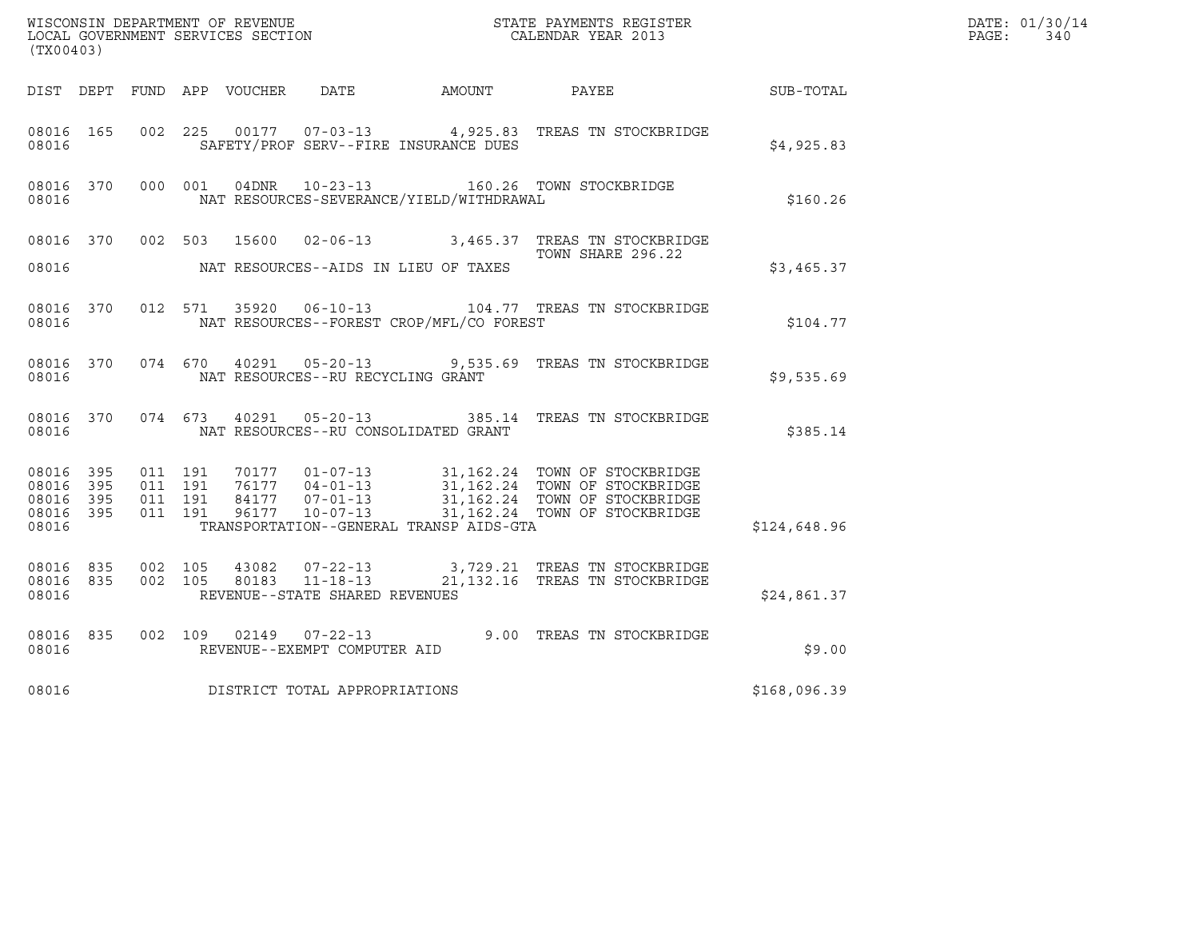WISCONSIN DEPARTMENT OF REVENUE
LOCAL GOVERNMENT SERVICES SECTION
(TX00403)

STATE PAYMENTS REGISTER
CALENDAR YEAR 2013

DATE: 01/30/14
PAGE: 340

| DIST | DEPT | FUND | APP | VOUCHER | DATE | AMOUNT | PAYEE | SUB-TOTAL |
|---|---|---|---|---|---|---|---|---|
| 08016 | 165 | 002 | 225 | 00177 | 07-03-13 | 4,925.83 | TREAS TN STOCKBRIDGE | |
| 08016 | | | | SAFETY/PROF SERV--FIRE INSURANCE DUES | | | | $4,925.83 |
| 08016 | 370 | 000 | 001 | 04DNR | 10-23-13 | 160.26 | TOWN STOCKBRIDGE | |
| 08016 | | | | NAT RESOURCES-SEVERANCE/YIELD/WITHDRAWAL | | | | $160.26 |
| 08016 | 370 | 002 | 503 | 15600 | 02-06-13 | 3,465.37 | TREAS TN STOCKBRIDGE TOWN SHARE 296.22 | |
| 08016 | | | | NAT RESOURCES--AIDS IN LIEU OF TAXES | | | | $3,465.37 |
| 08016 | 370 | 012 | 571 | 35920 | 06-10-13 | 104.77 | TREAS TN STOCKBRIDGE | |
| 08016 | | | | NAT RESOURCES--FOREST CROP/MFL/CO FOREST | | | | $104.77 |
| 08016 | 370 | 074 | 670 | 40291 | 05-20-13 | 9,535.69 | TREAS TN STOCKBRIDGE | |
| 08016 | | | | NAT RESOURCES--RU RECYCLING GRANT | | | | $9,535.69 |
| 08016 | 370 | 074 | 673 | 40291 | 05-20-13 | 385.14 | TREAS TN STOCKBRIDGE | |
| 08016 | | | | NAT RESOURCES--RU CONSOLIDATED GRANT | | | | $385.14 |
| 08016 | 395 | 011 | 191 | 70177 | 01-07-13 | 31,162.24 | TOWN OF STOCKBRIDGE | |
| 08016 | 395 | 011 | 191 | 76177 | 04-01-13 | 31,162.24 | TOWN OF STOCKBRIDGE | |
| 08016 | 395 | 011 | 191 | 84177 | 07-01-13 | 31,162.24 | TOWN OF STOCKBRIDGE | |
| 08016 | 395 | 011 | 191 | 96177 | 10-07-13 | 31,162.24 | TOWN OF STOCKBRIDGE | |
| 08016 | | | | TRANSPORTATION--GENERAL TRANSP AIDS-GTA | | | | $124,648.96 |
| 08016 | 835 | 002 | 105 | 43082 | 07-22-13 | 3,729.21 | TREAS TN STOCKBRIDGE | |
| 08016 | 835 | 002 | 105 | 80183 | 11-18-13 | 21,132.16 | TREAS TN STOCKBRIDGE | |
| 08016 | | | | REVENUE--STATE SHARED REVENUES | | | | $24,861.37 |
| 08016 | 835 | 002 | 109 | 02149 | 07-22-13 | 9.00 | TREAS TN STOCKBRIDGE | |
| 08016 | | | | REVENUE--EXEMPT COMPUTER AID | | | | $9.00 |
| 08016 | | | | DISTRICT TOTAL APPROPRIATIONS | | | | $168,096.39 |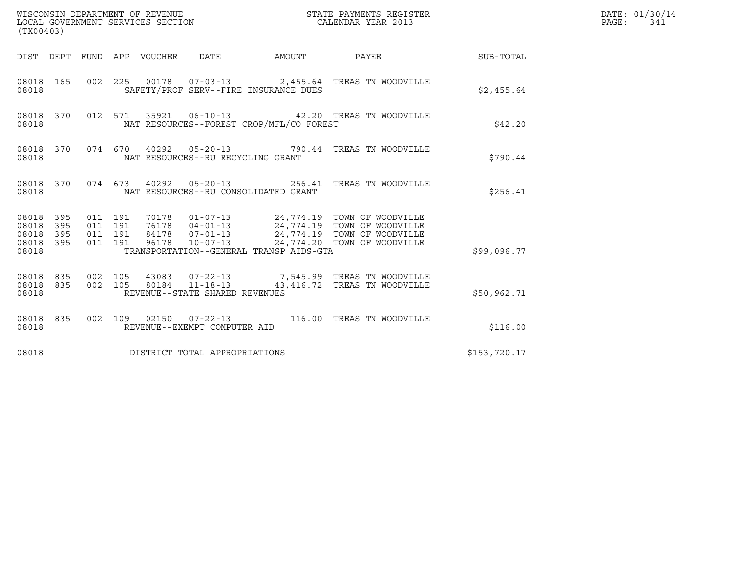WISCONSIN DEPARTMENT OF REVENUE
LOCAL GOVERNMENT SERVICES SECTION
(TX00403)

STATE PAYMENTS REGISTER
CALENDAR YEAR 2013

DATE: 01/30/14
PAGE: 341

| DIST | DEPT | FUND | APP | VOUCHER | DATE | AMOUNT | PAYEE | SUB-TOTAL |
|---|---|---|---|---|---|---|---|---|
| 08018 | 165 | 002 | 225 | 00178 | 07-03-13 | 2,455.64 | TREAS TN WOODVILLE | |
| 08018 | | | | SAFETY/PROF SERV--FIRE INSURANCE DUES | | | | $2,455.64 |
| 08018 | 370 | 012 | 571 | 35921 | 06-10-13 | 42.20 | TREAS TN WOODVILLE | |
| 08018 | | | | NAT RESOURCES--FOREST CROP/MFL/CO FOREST | | | | $42.20 |
| 08018 | 370 | 074 | 670 | 40292 | 05-20-13 | 790.44 | TREAS TN WOODVILLE | |
| 08018 | | | | NAT RESOURCES--RU RECYCLING GRANT | | | | $790.44 |
| 08018 | 370 | 074 | 673 | 40292 | 05-20-13 | 256.41 | TREAS TN WOODVILLE | |
| 08018 | | | | NAT RESOURCES--RU CONSOLIDATED GRANT | | | | $256.41 |
| 08018 | 395 | 011 | 191 | 70178 | 01-07-13 | 24,774.19 | TOWN OF WOODVILLE | |
| 08018 | 395 | 011 | 191 | 76178 | 04-01-13 | 24,774.19 | TOWN OF WOODVILLE | |
| 08018 | 395 | 011 | 191 | 84178 | 07-01-13 | 24,774.19 | TOWN OF WOODVILLE | |
| 08018 | 395 | 011 | 191 | 96178 | 10-07-13 | 24,774.20 | TOWN OF WOODVILLE | |
| 08018 | | | | TRANSPORTATION--GENERAL TRANSP AIDS-GTA | | | | $99,096.77 |
| 08018 | 835 | 002 | 105 | 43083 | 07-22-13 | 7,545.99 | TREAS TN WOODVILLE | |
| 08018 | 835 | 002 | 105 | 80184 | 11-18-13 | 43,416.72 | TREAS TN WOODVILLE | |
| 08018 | | | | REVENUE--STATE SHARED REVENUES | | | | $50,962.71 |
| 08018 | 835 | 002 | 109 | 02150 | 07-22-13 | 116.00 | TREAS TN WOODVILLE | |
| 08018 | | | | REVENUE--EXEMPT COMPUTER AID | | | | $116.00 |
| 08018 | | | | DISTRICT TOTAL APPROPRIATIONS | | | | $153,720.17 |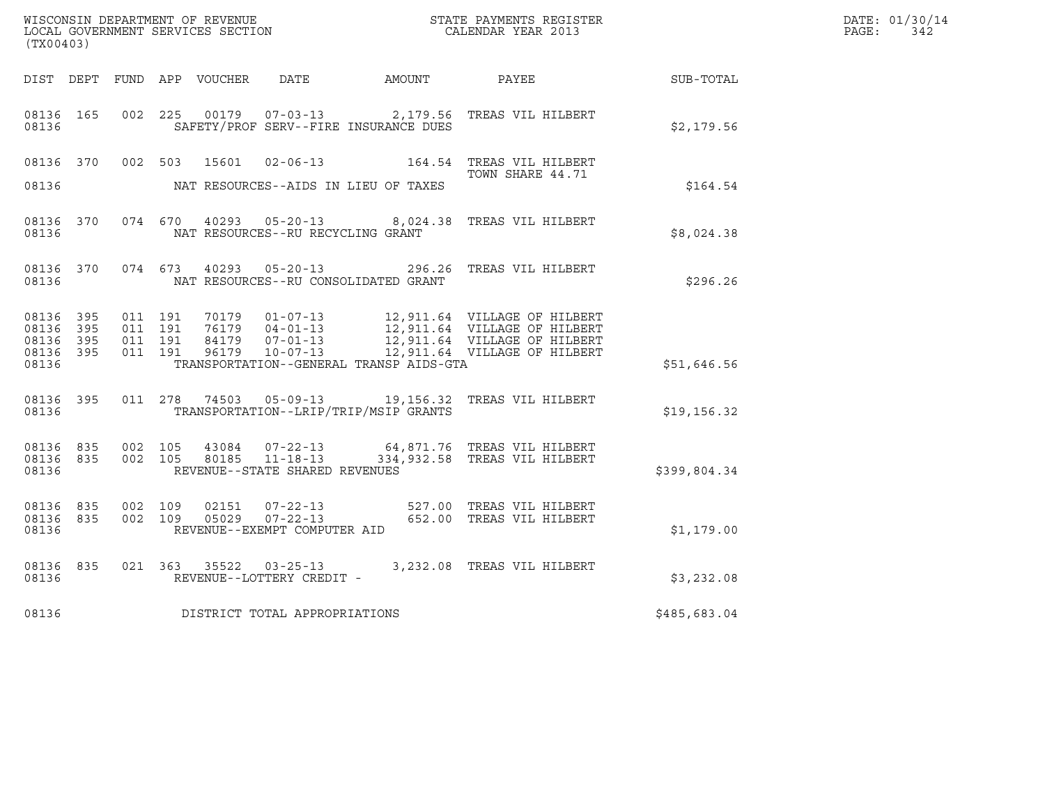WISCONSIN DEPARTMENT OF REVENUE
LOCAL GOVERNMENT SERVICES SECTION
(TX00403)

STATE PAYMENTS REGISTER
CALENDAR YEAR 2013

DATE: 01/30/14
PAGE: 342

| DIST | DEPT | FUND | APP | VOUCHER | DATE | AMOUNT | PAYEE | SUB-TOTAL |
|---|---|---|---|---|---|---|---|---|
| 08136 | 165 | 002 | 225 | 00179 | 07-03-13 | 2,179.56 | TREAS VIL HILBERT | |
| 08136 | | | | | SAFETY/PROF SERV--FIRE INSURANCE DUES | | | $2,179.56 |
| 08136 | 370 | 002 | 503 | 15601 | 02-06-13 | 164.54 | TREAS VIL HILBERT TOWN SHARE 44.71 | |
| 08136 | | | | | NAT RESOURCES--AIDS IN LIEU OF TAXES | | | $164.54 |
| 08136 | 370 | 074 | 670 | 40293 | 05-20-13 | 8,024.38 | TREAS VIL HILBERT | |
| 08136 | | | | | NAT RESOURCES--RU RECYCLING GRANT | | | $8,024.38 |
| 08136 | 370 | 074 | 673 | 40293 | 05-20-13 | 296.26 | TREAS VIL HILBERT | |
| 08136 | | | | | NAT RESOURCES--RU CONSOLIDATED GRANT | | | $296.26 |
| 08136 | 395 | 011 | 191 | 70179 | 01-07-13 | 12,911.64 | VILLAGE OF HILBERT | |
| 08136 | 395 | 011 | 191 | 76179 | 04-01-13 | 12,911.64 | VILLAGE OF HILBERT | |
| 08136 | 395 | 011 | 191 | 84179 | 07-01-13 | 12,911.64 | VILLAGE OF HILBERT | |
| 08136 | 395 | 011 | 191 | 96179 | 10-07-13 | 12,911.64 | VILLAGE OF HILBERT | |
| 08136 | | | | | TRANSPORTATION--GENERAL TRANSP AIDS-GTA | | | $51,646.56 |
| 08136 | 395 | 011 | 278 | 74503 | 05-09-13 | 19,156.32 | TREAS VIL HILBERT | |
| 08136 | | | | | TRANSPORTATION--LRIP/TRIP/MSIP GRANTS | | | $19,156.32 |
| 08136 | 835 | 002 | 105 | 43084 | 07-22-13 | 64,871.76 | TREAS VIL HILBERT | |
| 08136 | 835 | 002 | 105 | 80185 | 11-18-13 | 334,932.58 | TREAS VIL HILBERT | |
| 08136 | | | | | REVENUE--STATE SHARED REVENUES | | | $399,804.34 |
| 08136 | 835 | 002 | 109 | 02151 | 07-22-13 | 527.00 | TREAS VIL HILBERT | |
| 08136 | 835 | 002 | 109 | 05029 | 07-22-13 | 652.00 | TREAS VIL HILBERT | |
| 08136 | | | | | REVENUE--EXEMPT COMPUTER AID | | | $1,179.00 |
| 08136 | 835 | 021 | 363 | 35522 | 03-25-13 | 3,232.08 | TREAS VIL HILBERT | |
| 08136 | | | | | REVENUE--LOTTERY CREDIT - | | | $3,232.08 |
| 08136 | | | | | DISTRICT TOTAL APPROPRIATIONS | | | $485,683.04 |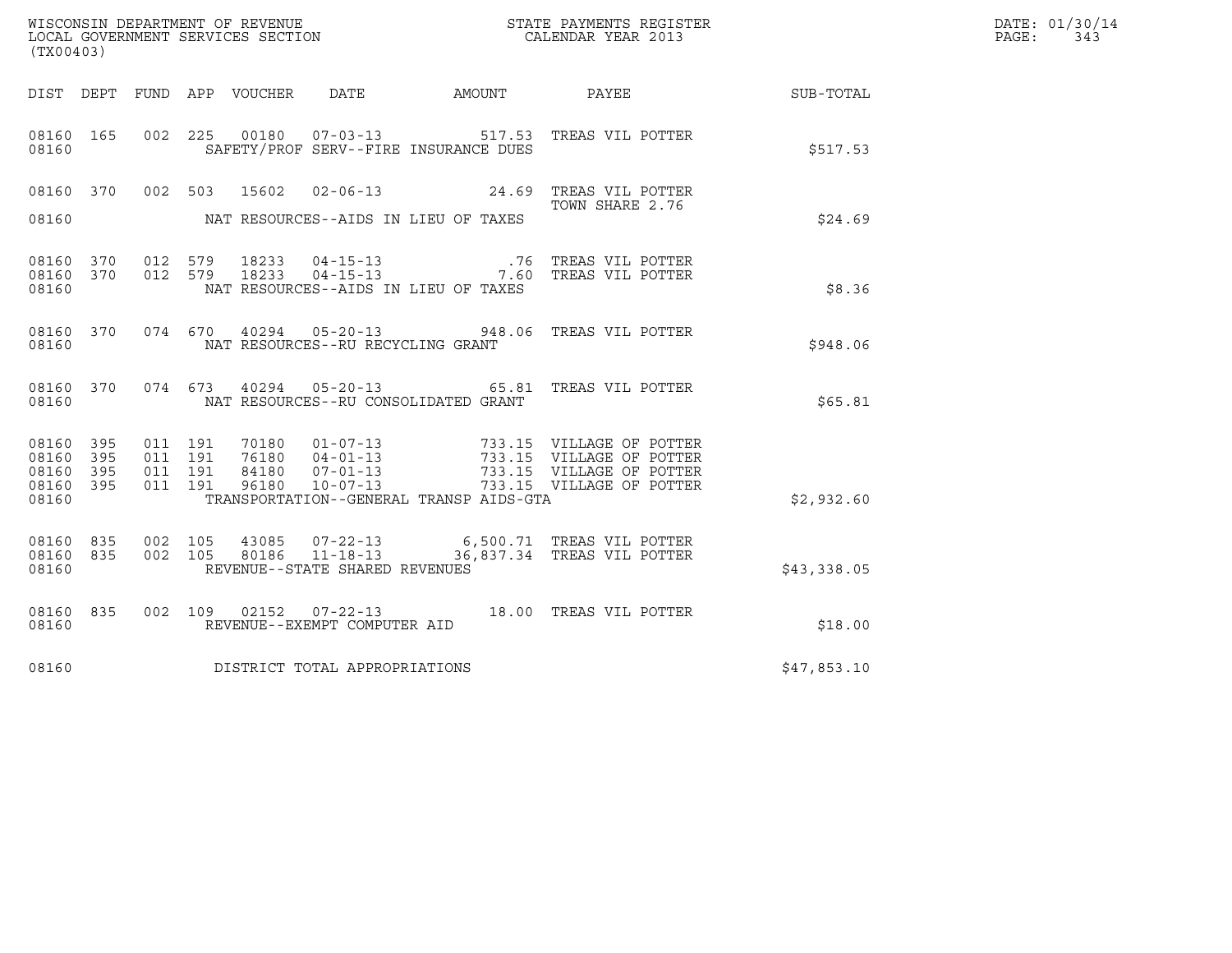WISCONSIN DEPARTMENT OF REVENUE
LOCAL GOVERNMENT SERVICES SECTION
(TX00403)

STATE PAYMENTS REGISTER
CALENDAR YEAR 2013

DATE: 01/30/14

| DIST | DEPT | FUND | APP | VOUCHER | DATE | AMOUNT | PAYEE | SUB-TOTAL |
|---|---|---|---|---|---|---|---|---|
| 08160 | 165 | 002 | 225 | 00180 | 07-03-13 | 517.53 | TREAS VIL POTTER | |
| 08160 | | | | | SAFETY/PROF SERV--FIRE INSURANCE DUES | | | $517.53 |
| 08160 | 370 | 002 | 503 | 15602 | 02-06-13 | 24.69 | TREAS VIL POTTER TOWN SHARE 2.76 | |
| 08160 | | | | | NAT RESOURCES--AIDS IN LIEU OF TAXES | | | $24.69 |
| 08160 | 370 | 012 | 579 | 18233 | 04-15-13 | .76 | TREAS VIL POTTER | |
| 08160 | 370 | 012 | 579 | 18233 | 04-15-13 | 7.60 | TREAS VIL POTTER | |
| 08160 | | | | | NAT RESOURCES--AIDS IN LIEU OF TAXES | | | $8.36 |
| 08160 | 370 | 074 | 670 | 40294 | 05-20-13 | 948.06 | TREAS VIL POTTER | |
| 08160 | | | | | NAT RESOURCES--RU RECYCLING GRANT | | | $948.06 |
| 08160 | 370 | 074 | 673 | 40294 | 05-20-13 | 65.81 | TREAS VIL POTTER | |
| 08160 | | | | | NAT RESOURCES--RU CONSOLIDATED GRANT | | | $65.81 |
| 08160 | 395 | 011 | 191 | 70180 | 01-07-13 | 733.15 | VILLAGE OF POTTER | |
| 08160 | 395 | 011 | 191 | 76180 | 04-01-13 | 733.15 | VILLAGE OF POTTER | |
| 08160 | 395 | 011 | 191 | 84180 | 07-01-13 | 733.15 | VILLAGE OF POTTER | |
| 08160 | 395 | 011 | 191 | 96180 | 10-07-13 | 733.15 | VILLAGE OF POTTER | |
| 08160 | | | | | TRANSPORTATION--GENERAL TRANSP AIDS-GTA | | | $2,932.60 |
| 08160 | 835 | 002 | 105 | 43085 | 07-22-13 | 6,500.71 | TREAS VIL POTTER | |
| 08160 | 835 | 002 | 105 | 80186 | 11-18-13 | 36,837.34 | TREAS VIL POTTER | |
| 08160 | | | | | REVENUE--STATE SHARED REVENUES | | | $43,338.05 |
| 08160 | 835 | 002 | 109 | 02152 | 07-22-13 | 18.00 | TREAS VIL POTTER | |
| 08160 | | | | | REVENUE--EXEMPT COMPUTER AID | | | $18.00 |
| 08160 | | | | | DISTRICT TOTAL APPROPRIATIONS | | | $47,853.10 |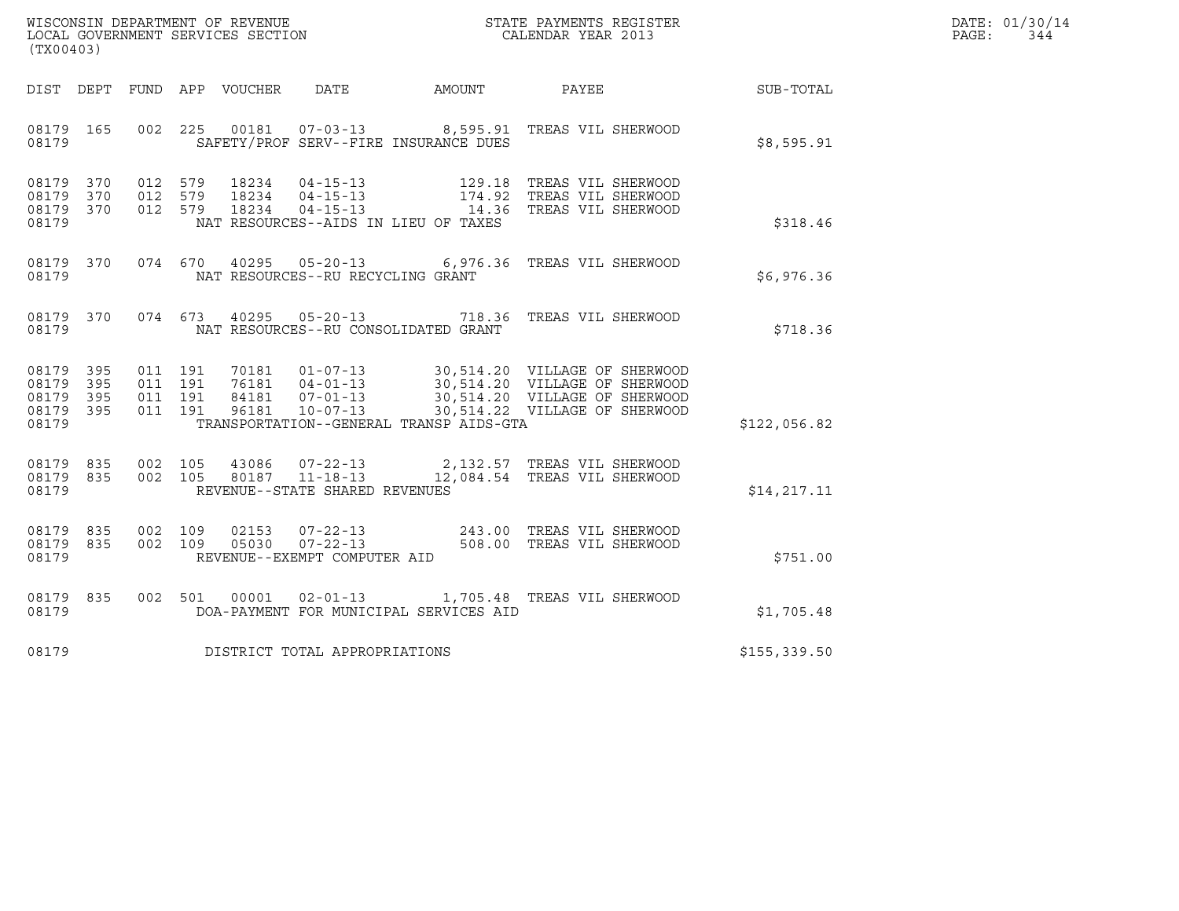WISCONSIN DEPARTMENT OF REVENUE
LOCAL GOVERNMENT SERVICES SECTION
(TX00403)

STATE PAYMENTS REGISTER
CALENDAR YEAR 2013

DATE: 01/30/14
PAGE: 344

| DIST | DEPT | FUND | APP | VOUCHER | DATE | AMOUNT | PAYEE | SUB-TOTAL |
|---|---|---|---|---|---|---|---|---|
| 08179 | 165 | 002 | 225 | 00181 | 07-03-13 | 8,595.91 | TREAS VIL SHERWOOD | |
| 08179 | | | | | SAFETY/PROF SERV--FIRE INSURANCE DUES | | | $8,595.91 |
| 08179 | 370 | 012 | 579 | 18234 | 04-15-13 | 129.18 | TREAS VIL SHERWOOD | |
| 08179 | 370 | 012 | 579 | 18234 | 04-15-13 | 174.92 | TREAS VIL SHERWOOD | |
| 08179 | 370 | 012 | 579 | 18234 | 04-15-13 | 14.36 | TREAS VIL SHERWOOD | |
| 08179 | | | | | NAT RESOURCES--AIDS IN LIEU OF TAXES | | | $318.46 |
| 08179 | 370 | 074 | 670 | 40295 | 05-20-13 | 6,976.36 | TREAS VIL SHERWOOD | |
| 08179 | | | | | NAT RESOURCES--RU RECYCLING GRANT | | | $6,976.36 |
| 08179 | 370 | 074 | 673 | 40295 | 05-20-13 | 718.36 | TREAS VIL SHERWOOD | |
| 08179 | | | | | NAT RESOURCES--RU CONSOLIDATED GRANT | | | $718.36 |
| 08179 | 395 | 011 | 191 | 70181 | 01-07-13 | 30,514.20 | VILLAGE OF SHERWOOD | |
| 08179 | 395 | 011 | 191 | 76181 | 04-01-13 | 30,514.20 | VILLAGE OF SHERWOOD | |
| 08179 | 395 | 011 | 191 | 84181 | 07-01-13 | 30,514.20 | VILLAGE OF SHERWOOD | |
| 08179 | 395 | 011 | 191 | 96181 | 10-07-13 | 30,514.22 | VILLAGE OF SHERWOOD | |
| 08179 | | | | | TRANSPORTATION--GENERAL TRANSP AIDS-GTA | | | $122,056.82 |
| 08179 | 835 | 002 | 105 | 43086 | 07-22-13 | 2,132.57 | TREAS VIL SHERWOOD | |
| 08179 | 835 | 002 | 105 | 80187 | 11-18-13 | 12,084.54 | TREAS VIL SHERWOOD | |
| 08179 | | | | | REVENUE--STATE SHARED REVENUES | | | $14,217.11 |
| 08179 | 835 | 002 | 109 | 02153 | 07-22-13 | 243.00 | TREAS VIL SHERWOOD | |
| 08179 | 835 | 002 | 109 | 05030 | 07-22-13 | 508.00 | TREAS VIL SHERWOOD | |
| 08179 | | | | | REVENUE--EXEMPT COMPUTER AID | | | $751.00 |
| 08179 | 835 | 002 | 501 | 00001 | 02-01-13 | 1,705.48 | TREAS VIL SHERWOOD | |
| 08179 | | | | | DOA-PAYMENT FOR MUNICIPAL SERVICES AID | | | $1,705.48 |
| 08179 | | | | | DISTRICT TOTAL APPROPRIATIONS | | | $155,339.50 |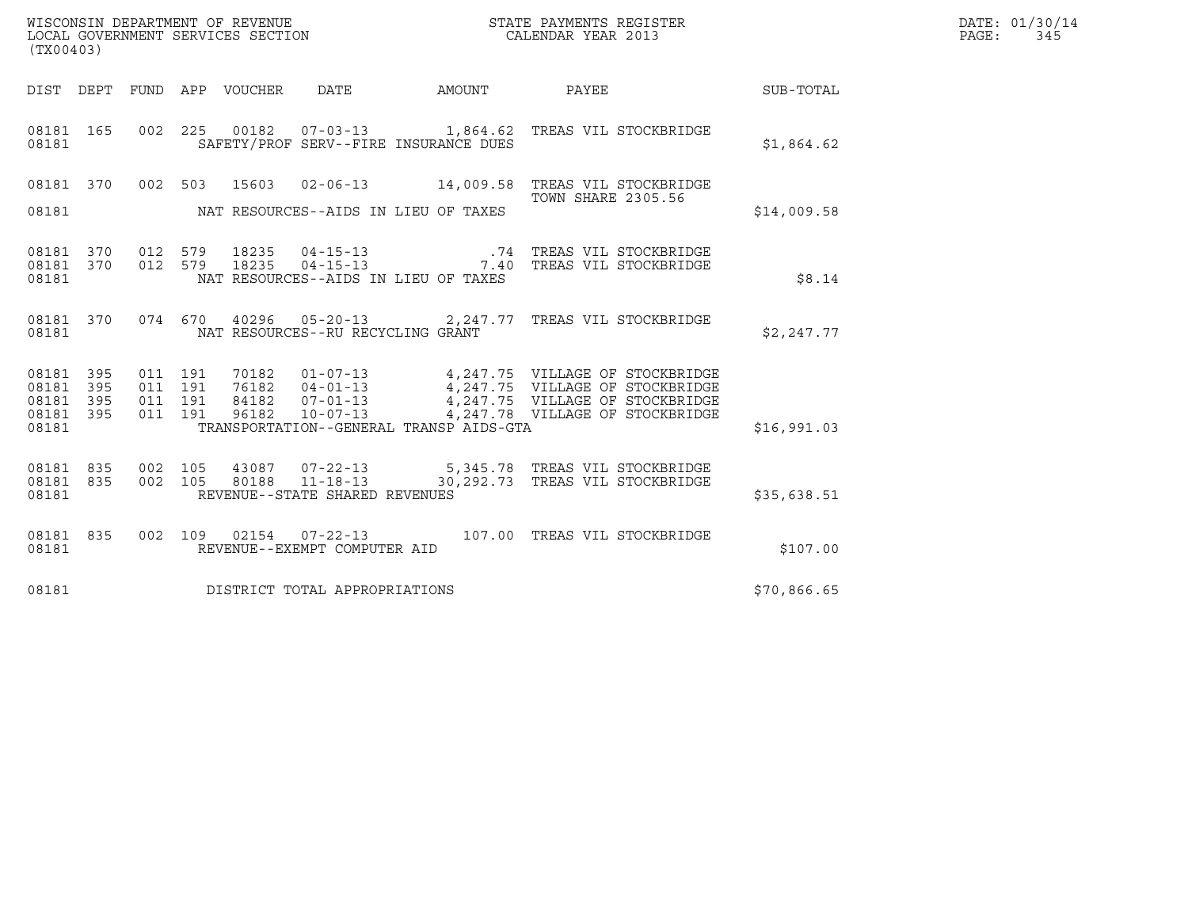WISCONSIN DEPARTMENT OF REVENUE
LOCAL GOVERNMENT SERVICES SECTION
(TX00403)

STATE PAYMENTS REGISTER
CALENDAR YEAR 2013

DATE: 01/30/14
PAGE: 345

| DIST | DEPT | FUND | APP | VOUCHER | DATE | AMOUNT | PAYEE | SUB-TOTAL |
|---|---|---|---|---|---|---|---|---|
| 08181 | 165 | 002 | 225 | 00182 | 07-03-13 | 1,864.62 | TREAS VIL STOCKBRIDGE | |
| 08181 | | | | | SAFETY/PROF SERV--FIRE INSURANCE DUES | | | $1,864.62 |
| 08181 | 370 | 002 | 503 | 15603 | 02-06-13 | 14,009.58 | TREAS VIL STOCKBRIDGE TOWN SHARE 2305.56 | |
| 08181 | | | | | NAT RESOURCES--AIDS IN LIEU OF TAXES | | | $14,009.58 |
| 08181 | 370 | 012 | 579 | 18235 | 04-15-13 | .74 | TREAS VIL STOCKBRIDGE | |
| 08181 | 370 | 012 | 579 | 18235 | 04-15-13 | 7.40 | TREAS VIL STOCKBRIDGE | |
| 08181 | | | | | NAT RESOURCES--AIDS IN LIEU OF TAXES | | | $8.14 |
| 08181 | 370 | 074 | 670 | 40296 | 05-20-13 | 2,247.77 | TREAS VIL STOCKBRIDGE | |
| 08181 | | | | | NAT RESOURCES--RU RECYCLING GRANT | | | $2,247.77 |
| 08181 | 395 | 011 | 191 | 70182 | 01-07-13 | 4,247.75 | VILLAGE OF STOCKBRIDGE | |
| 08181 | 395 | 011 | 191 | 76182 | 04-01-13 | 4,247.75 | VILLAGE OF STOCKBRIDGE | |
| 08181 | 395 | 011 | 191 | 84182 | 07-01-13 | 4,247.75 | VILLAGE OF STOCKBRIDGE | |
| 08181 | 395 | 011 | 191 | 96182 | 10-07-13 | 4,247.78 | VILLAGE OF STOCKBRIDGE | |
| 08181 | | | | | TRANSPORTATION--GENERAL TRANSP AIDS-GTA | | | $16,991.03 |
| 08181 | 835 | 002 | 105 | 43087 | 07-22-13 | 5,345.78 | TREAS VIL STOCKBRIDGE | |
| 08181 | 835 | 002 | 105 | 80188 | 11-18-13 | 30,292.73 | TREAS VIL STOCKBRIDGE | |
| 08181 | | | | | REVENUE--STATE SHARED REVENUES | | | $35,638.51 |
| 08181 | 835 | 002 | 109 | 02154 | 07-22-13 | 107.00 | TREAS VIL STOCKBRIDGE | |
| 08181 | | | | | REVENUE--EXEMPT COMPUTER AID | | | $107.00 |
| 08181 | | | | | DISTRICT TOTAL APPROPRIATIONS | | | $70,866.65 |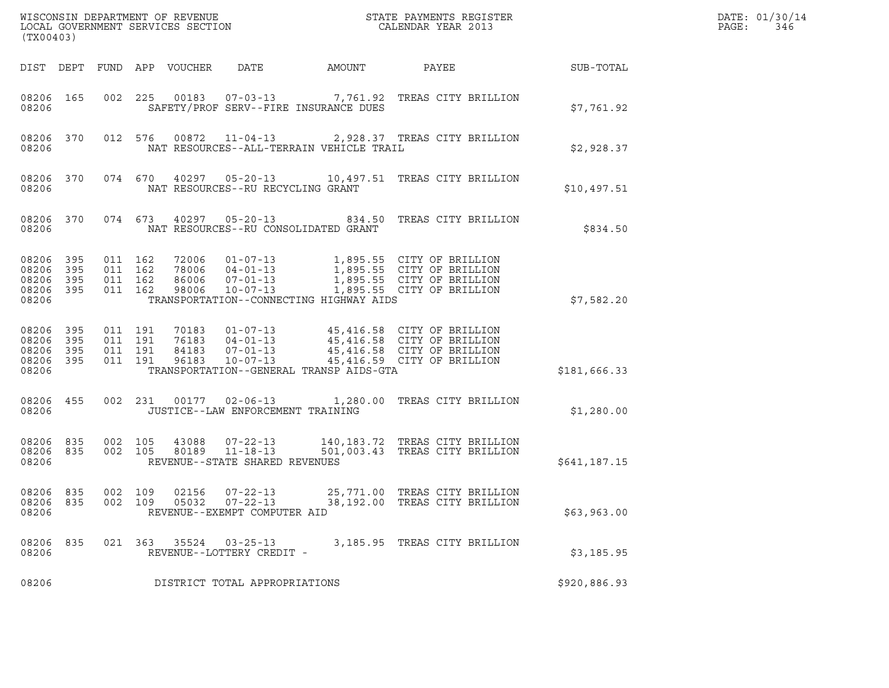WISCONSIN DEPARTMENT OF REVENUE
LOCAL GOVERNMENT SERVICES SECTION
(TX00403)

STATE PAYMENTS REGISTER
CALENDAR YEAR 2013

DATE: 01/30/14
PAGE: 346

| DIST | DEPT | FUND | APP | VOUCHER | DATE | AMOUNT | PAYEE | SUB-TOTAL |
|---|---|---|---|---|---|---|---|---|
| 08206 | 165 | 002 | 225 | 00183 | 07-03-13 | 7,761.92 | TREAS CITY BRILLION | |
| 08206 | | | | | SAFETY/PROF SERV--FIRE INSURANCE DUES | | | $7,761.92 |
| 08206 | 370 | 012 | 576 | 00872 | 11-04-13 | 2,928.37 | TREAS CITY BRILLION | |
| 08206 | | | | | NAT RESOURCES--ALL-TERRAIN VEHICLE TRAIL | | | $2,928.37 |
| 08206 | 370 | 074 | 670 | 40297 | 05-20-13 | 10,497.51 | TREAS CITY BRILLION | |
| 08206 | | | | | NAT RESOURCES--RU RECYCLING GRANT | | | $10,497.51 |
| 08206 | 370 | 074 | 673 | 40297 | 05-20-13 | 834.50 | TREAS CITY BRILLION | |
| 08206 | | | | | NAT RESOURCES--RU CONSOLIDATED GRANT | | | $834.50 |
| 08206 | 395 | 011 | 162 | 72006 | 01-07-13 | 1,895.55 | CITY OF BRILLION | |
| 08206 | 395 | 011 | 162 | 78006 | 04-01-13 | 1,895.55 | CITY OF BRILLION | |
| 08206 | 395 | 011 | 162 | 86006 | 07-01-13 | 1,895.55 | CITY OF BRILLION | |
| 08206 | 395 | 011 | 162 | 98006 | 10-07-13 | 1,895.55 | CITY OF BRILLION | |
| 08206 | | | | | TRANSPORTATION--CONNECTING HIGHWAY AIDS | | | $7,582.20 |
| 08206 | 395 | 011 | 191 | 70183 | 01-07-13 | 45,416.58 | CITY OF BRILLION | |
| 08206 | 395 | 011 | 191 | 76183 | 04-01-13 | 45,416.58 | CITY OF BRILLION | |
| 08206 | 395 | 011 | 191 | 84183 | 07-01-13 | 45,416.58 | CITY OF BRILLION | |
| 08206 | 395 | 011 | 191 | 96183 | 10-07-13 | 45,416.59 | CITY OF BRILLION | |
| 08206 | | | | | TRANSPORTATION--GENERAL TRANSP AIDS-GTA | | | $181,666.33 |
| 08206 | 455 | 002 | 231 | 00177 | 02-06-13 | 1,280.00 | TREAS CITY BRILLION | |
| 08206 | | | | | JUSTICE--LAW ENFORCEMENT TRAINING | | | $1,280.00 |
| 08206 | 835 | 002 | 105 | 43088 | 07-22-13 | 140,183.72 | TREAS CITY BRILLION | |
| 08206 | 835 | 002 | 105 | 80189 | 11-18-13 | 501,003.43 | TREAS CITY BRILLION | |
| 08206 | | | | | REVENUE--STATE SHARED REVENUES | | | $641,187.15 |
| 08206 | 835 | 002 | 109 | 02156 | 07-22-13 | 25,771.00 | TREAS CITY BRILLION | |
| 08206 | 835 | 002 | 109 | 05032 | 07-22-13 | 38,192.00 | TREAS CITY BRILLION | |
| 08206 | | | | | REVENUE--EXEMPT COMPUTER AID | | | $63,963.00 |
| 08206 | 835 | 021 | 363 | 35524 | 03-25-13 | 3,185.95 | TREAS CITY BRILLION | |
| 08206 | | | | | REVENUE--LOTTERY CREDIT - | | | $3,185.95 |
| 08206 | | | | | DISTRICT TOTAL APPROPRIATIONS | | | $920,886.93 |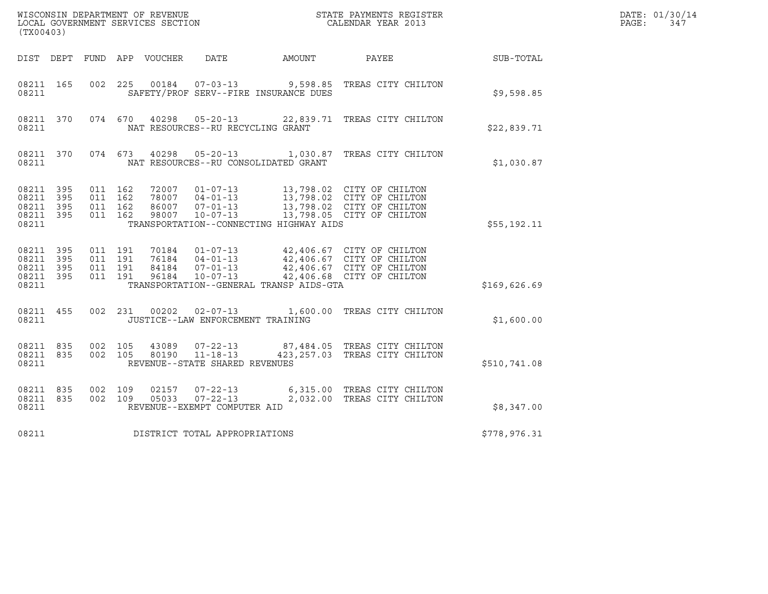WISCONSIN DEPARTMENT OF REVENUE
LOCAL GOVERNMENT SERVICES SECTION
(TX00403)

STATE PAYMENTS REGISTER
CALENDAR YEAR 2013

DATE: 01/30/14
PAGE: 347

| DIST | DEPT | FUND | APP | VOUCHER | DATE | AMOUNT | PAYEE | SUB-TOTAL |
|---|---|---|---|---|---|---|---|---|
| 08211 | 165 | 002 | 225 | 00184 | 07-03-13 | 9,598.85 | TREAS CITY CHILTON | |
| 08211 | | | | SAFETY/PROF SERV--FIRE INSURANCE DUES | | | | $9,598.85 |
| 08211 | 370 | 074 | 670 | 40298 | 05-20-13 | 22,839.71 | TREAS CITY CHILTON | |
| 08211 | | | | NAT RESOURCES--RU RECYCLING GRANT | | | | $22,839.71 |
| 08211 | 370 | 074 | 673 | 40298 | 05-20-13 | 1,030.87 | TREAS CITY CHILTON | |
| 08211 | | | | NAT RESOURCES--RU CONSOLIDATED GRANT | | | | $1,030.87 |
| 08211 | 395 | 011 | 162 | 72007 | 01-07-13 | 13,798.02 | CITY OF CHILTON | |
| 08211 | 395 | 011 | 162 | 78007 | 04-01-13 | 13,798.02 | CITY OF CHILTON | |
| 08211 | 395 | 011 | 162 | 86007 | 07-01-13 | 13,798.02 | CITY OF CHILTON | |
| 08211 | 395 | 011 | 162 | 98007 | 10-07-13 | 13,798.05 | CITY OF CHILTON | |
| 08211 | | | | TRANSPORTATION--CONNECTING HIGHWAY AIDS | | | | $55,192.11 |
| 08211 | 395 | 011 | 191 | 70184 | 01-07-13 | 42,406.67 | CITY OF CHILTON | |
| 08211 | 395 | 011 | 191 | 76184 | 04-01-13 | 42,406.67 | CITY OF CHILTON | |
| 08211 | 395 | 011 | 191 | 84184 | 07-01-13 | 42,406.67 | CITY OF CHILTON | |
| 08211 | 395 | 011 | 191 | 96184 | 10-07-13 | 42,406.68 | CITY OF CHILTON | |
| 08211 | | | | TRANSPORTATION--GENERAL TRANSP AIDS-GTA | | | | $169,626.69 |
| 08211 | 455 | 002 | 231 | 00202 | 02-07-13 | 1,600.00 | TREAS CITY CHILTON | |
| 08211 | | | | JUSTICE--LAW ENFORCEMENT TRAINING | | | | $1,600.00 |
| 08211 | 835 | 002 | 105 | 43089 | 07-22-13 | 87,484.05 | TREAS CITY CHILTON | |
| 08211 | 835 | 002 | 105 | 80190 | 11-18-13 | 423,257.03 | TREAS CITY CHILTON | |
| 08211 | | | | REVENUE--STATE SHARED REVENUES | | | | $510,741.08 |
| 08211 | 835 | 002 | 109 | 02157 | 07-22-13 | 6,315.00 | TREAS CITY CHILTON | |
| 08211 | 835 | 002 | 109 | 05033 | 07-22-13 | 2,032.00 | TREAS CITY CHILTON | |
| 08211 | | | | REVENUE--EXEMPT COMPUTER AID | | | | $8,347.00 |
| 08211 | | | | DISTRICT TOTAL APPROPRIATIONS | | | | $778,976.31 |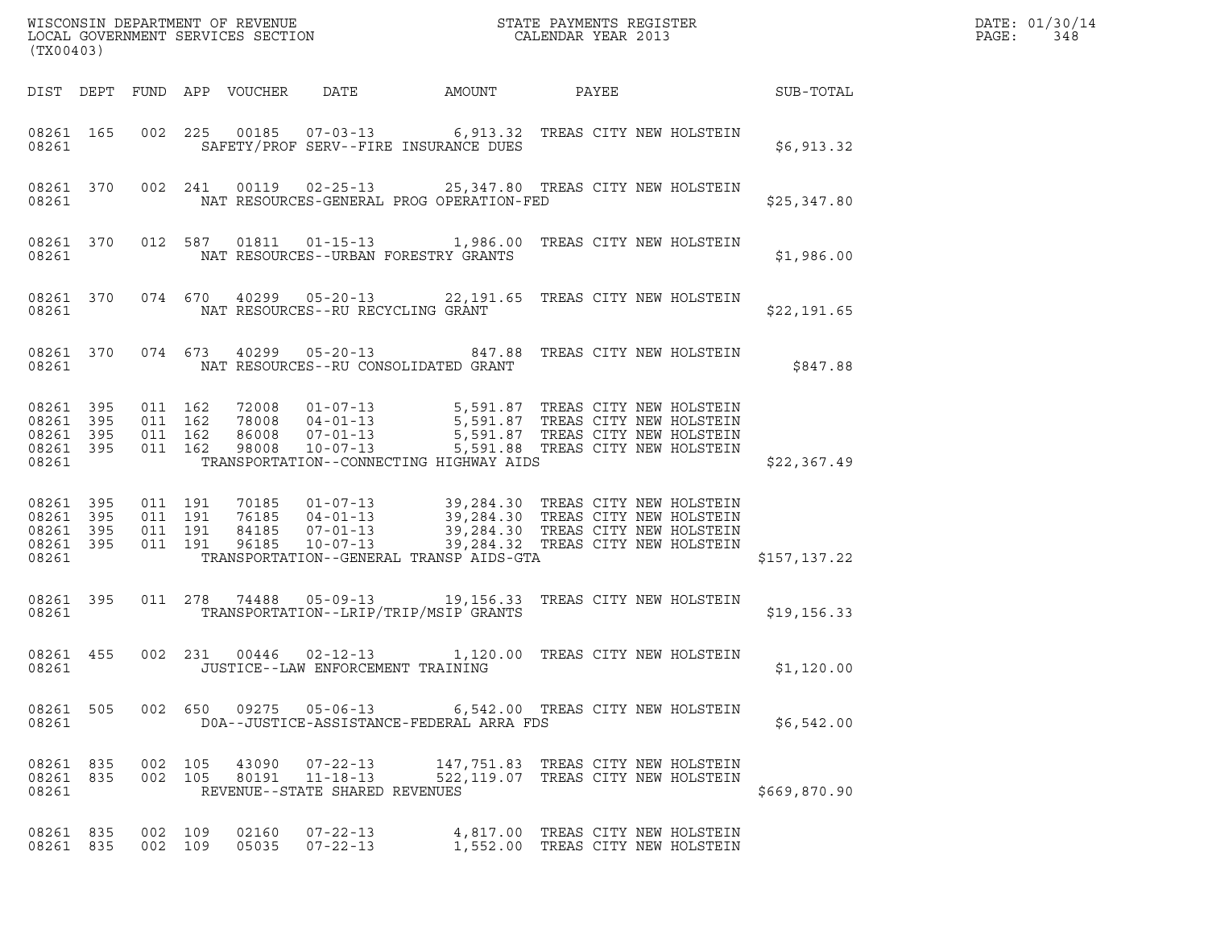WISCONSIN DEPARTMENT OF REVENUE
LOCAL GOVERNMENT SERVICES SECTION
(TX00403)

STATE PAYMENTS REGISTER
CALENDAR YEAR 2013

DATE: 01/30/14
PAGE: 348

| DIST | DEPT | FUND | APP | VOUCHER | DATE | AMOUNT | PAYEE | SUB-TOTAL |
|---|---|---|---|---|---|---|---|---|
| 08261 | 165 | 002 | 225 | 00185 | 07-03-13 | 6,913.32 | TREAS CITY NEW HOLSTEIN | |
| 08261 | | | | | SAFETY/PROF SERV--FIRE INSURANCE DUES | | | $6,913.32 |
| 08261 | 370 | 002 | 241 | 00119 | 02-25-13 | 25,347.80 | TREAS CITY NEW HOLSTEIN | |
| 08261 | | | | | NAT RESOURCES-GENERAL PROG OPERATION-FED | | | $25,347.80 |
| 08261 | 370 | 012 | 587 | 01811 | 01-15-13 | 1,986.00 | TREAS CITY NEW HOLSTEIN | |
| 08261 | | | | | NAT RESOURCES--URBAN FORESTRY GRANTS | | | $1,986.00 |
| 08261 | 370 | 074 | 670 | 40299 | 05-20-13 | 22,191.65 | TREAS CITY NEW HOLSTEIN | |
| 08261 | | | | | NAT RESOURCES--RU RECYCLING GRANT | | | $22,191.65 |
| 08261 | 370 | 074 | 673 | 40299 | 05-20-13 | 847.88 | TREAS CITY NEW HOLSTEIN | |
| 08261 | | | | | NAT RESOURCES--RU CONSOLIDATED GRANT | | | $847.88 |
| 08261 | 395 | 011 | 162 | 72008 | 01-07-13 | 5,591.87 | TREAS CITY NEW HOLSTEIN | |
| 08261 | 395 | 011 | 162 | 78008 | 04-01-13 | 5,591.87 | TREAS CITY NEW HOLSTEIN | |
| 08261 | 395 | 011 | 162 | 86008 | 07-01-13 | 5,591.87 | TREAS CITY NEW HOLSTEIN | |
| 08261 | 395 | 011 | 162 | 98008 | 10-07-13 | 5,591.88 | TREAS CITY NEW HOLSTEIN | |
| 08261 | | | | | TRANSPORTATION--CONNECTING HIGHWAY AIDS | | | $22,367.49 |
| 08261 | 395 | 011 | 191 | 70185 | 01-07-13 | 39,284.30 | TREAS CITY NEW HOLSTEIN | |
| 08261 | 395 | 011 | 191 | 76185 | 04-01-13 | 39,284.30 | TREAS CITY NEW HOLSTEIN | |
| 08261 | 395 | 011 | 191 | 84185 | 07-01-13 | 39,284.30 | TREAS CITY NEW HOLSTEIN | |
| 08261 | 395 | 011 | 191 | 96185 | 10-07-13 | 39,284.32 | TREAS CITY NEW HOLSTEIN | |
| 08261 | | | | | TRANSPORTATION--GENERAL TRANSP AIDS-GTA | | | $157,137.22 |
| 08261 | 395 | 011 | 278 | 74488 | 05-09-13 | 19,156.33 | TREAS CITY NEW HOLSTEIN | |
| 08261 | | | | | TRANSPORTATION--LRIP/TRIP/MSIP GRANTS | | | $19,156.33 |
| 08261 | 455 | 002 | 231 | 00446 | 02-12-13 | 1,120.00 | TREAS CITY NEW HOLSTEIN | |
| 08261 | | | | | JUSTICE--LAW ENFORCEMENT TRAINING | | | $1,120.00 |
| 08261 | 505 | 002 | 650 | 09275 | 05-06-13 | 6,542.00 | TREAS CITY NEW HOLSTEIN | |
| 08261 | | | | | DOA--JUSTICE-ASSISTANCE-FEDERAL ARRA FDS | | | $6,542.00 |
| 08261 | 835 | 002 | 105 | 43090 | 07-22-13 | 147,751.83 | TREAS CITY NEW HOLSTEIN | |
| 08261 | 835 | 002 | 105 | 80191 | 11-18-13 | 522,119.07 | TREAS CITY NEW HOLSTEIN | |
| 08261 | | | | | REVENUE--STATE SHARED REVENUES | | | $669,870.90 |
| 08261 | 835 | 002 | 109 | 02160 | 07-22-13 | 4,817.00 | TREAS CITY NEW HOLSTEIN | |
| 08261 | 835 | 002 | 109 | 05035 | 07-22-13 | 1,552.00 | TREAS CITY NEW HOLSTEIN | |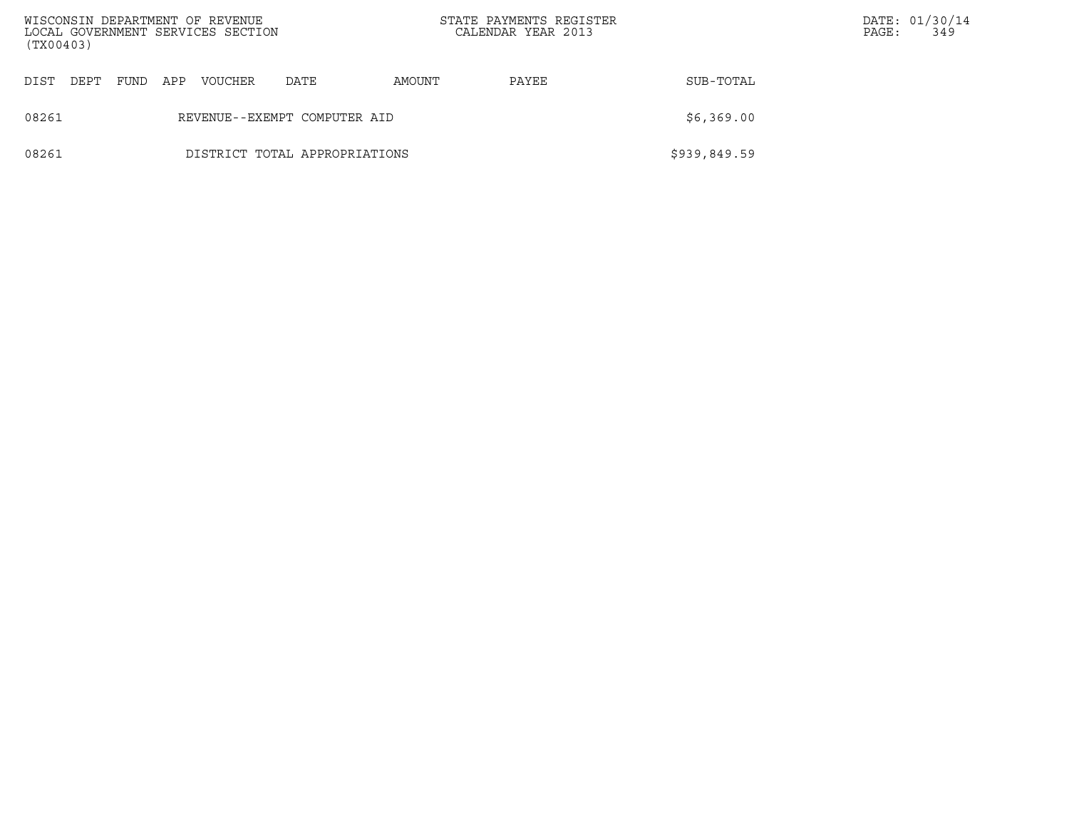| DIST | DEPT | FUND | APP | VOUCHER | DATE | AMOUNT | PAYEE | SUB-TOTAL |
|---|---|---|---|---|---|---|---|---|
| 08261 | | | REVENUE--EXEMPT COMPUTER AID | | | | | \$6,369.00 |
| 08261 | | | DISTRICT TOTAL APPROPRIATIONS | | | | | \$939,849.59 |